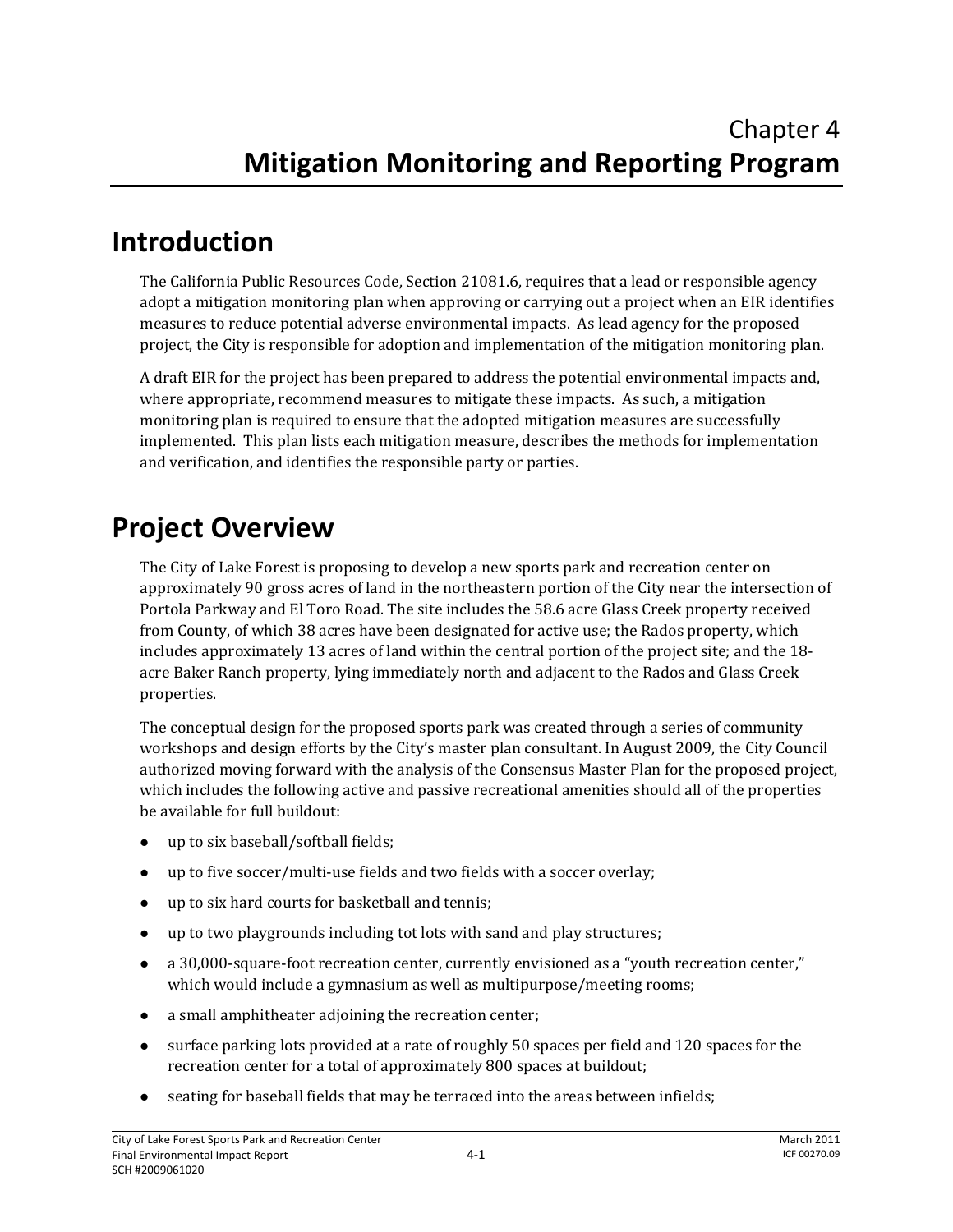# Chapter 4
# Mitigation Monitoring and Reporting Program

## Introduction

The California Public Resources Code, Section 21081.6, requires that a lead or responsible agency adopt a mitigation monitoring plan when approving or carrying out a project when an EIR identifies measures to reduce potential adverse environmental impacts. As lead agency for the proposed project, the City is responsible for adoption and implementation of the mitigation monitoring plan.

A draft EIR for the project has been prepared to address the potential environmental impacts and, where appropriate, recommend measures to mitigate these impacts. As such, a mitigation monitoring plan is required to ensure that the adopted mitigation measures are successfully implemented. This plan lists each mitigation measure, describes the methods for implementation and verification, and identifies the responsible party or parties.

## Project Overview

The City of Lake Forest is proposing to develop a new sports park and recreation center on approximately 90 gross acres of land in the northeastern portion of the City near the intersection of Portola Parkway and El Toro Road. The site includes the 58.6 acre Glass Creek property received from County, of which 38 acres have been designated for active use; the Rados property, which includes approximately 13 acres of land within the central portion of the project site; and the 18-acre Baker Ranch property, lying immediately north and adjacent to the Rados and Glass Creek properties.

The conceptual design for the proposed sports park was created through a series of community workshops and design efforts by the City's master plan consultant. In August 2009, the City Council authorized moving forward with the analysis of the Consensus Master Plan for the proposed project, which includes the following active and passive recreational amenities should all of the properties be available for full buildout:

- up to six baseball/softball fields;
- up to five soccer/multi-use fields and two fields with a soccer overlay;
- up to six hard courts for basketball and tennis;
- up to two playgrounds including tot lots with sand and play structures;
- a 30,000-square-foot recreation center, currently envisioned as a "youth recreation center," which would include a gymnasium as well as multipurpose/meeting rooms;
- a small amphitheater adjoining the recreation center;
- surface parking lots provided at a rate of roughly 50 spaces per field and 120 spaces for the recreation center for a total of approximately 800 spaces at buildout;
- seating for baseball fields that may be terraced into the areas between infields;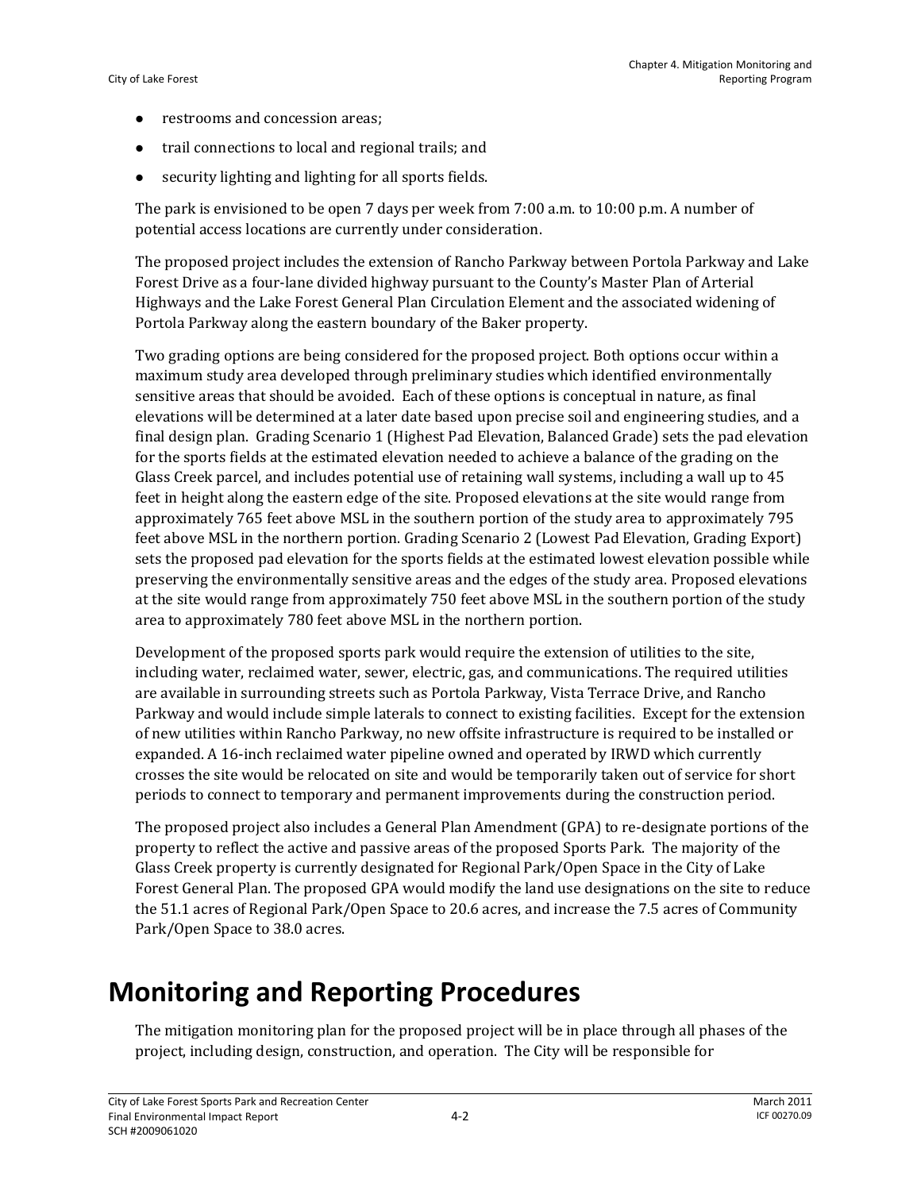- restrooms and concession areas;
- trail connections to local and regional trails; and
- security lighting and lighting for all sports fields.

The park is envisioned to be open 7 days per week from 7:00 a.m. to 10:00 p.m. A number of potential access locations are currently under consideration.

The proposed project includes the extension of Rancho Parkway between Portola Parkway and Lake Forest Drive as a four-lane divided highway pursuant to the County's Master Plan of Arterial Highways and the Lake Forest General Plan Circulation Element and the associated widening of Portola Parkway along the eastern boundary of the Baker property.

Two grading options are being considered for the proposed project. Both options occur within a maximum study area developed through preliminary studies which identified environmentally sensitive areas that should be avoided. Each of these options is conceptual in nature, as final elevations will be determined at a later date based upon precise soil and engineering studies, and a final design plan. Grading Scenario 1 (Highest Pad Elevation, Balanced Grade) sets the pad elevation for the sports fields at the estimated elevation needed to achieve a balance of the grading on the Glass Creek parcel, and includes potential use of retaining wall systems, including a wall up to 45 feet in height along the eastern edge of the site. Proposed elevations at the site would range from approximately 765 feet above MSL in the southern portion of the study area to approximately 795 feet above MSL in the northern portion. Grading Scenario 2 (Lowest Pad Elevation, Grading Export) sets the proposed pad elevation for the sports fields at the estimated lowest elevation possible while preserving the environmentally sensitive areas and the edges of the study area. Proposed elevations at the site would range from approximately 750 feet above MSL in the southern portion of the study area to approximately 780 feet above MSL in the northern portion.

Development of the proposed sports park would require the extension of utilities to the site, including water, reclaimed water, sewer, electric, gas, and communications. The required utilities are available in surrounding streets such as Portola Parkway, Vista Terrace Drive, and Rancho Parkway and would include simple laterals to connect to existing facilities. Except for the extension of new utilities within Rancho Parkway, no new offsite infrastructure is required to be installed or expanded. A 16-inch reclaimed water pipeline owned and operated by IRWD which currently crosses the site would be relocated on site and would be temporarily taken out of service for short periods to connect to temporary and permanent improvements during the construction period.

The proposed project also includes a General Plan Amendment (GPA) to re-designate portions of the property to reflect the active and passive areas of the proposed Sports Park. The majority of the Glass Creek property is currently designated for Regional Park/Open Space in the City of Lake Forest General Plan. The proposed GPA would modify the land use designations on the site to reduce the 51.1 acres of Regional Park/Open Space to 20.6 acres, and increase the 7.5 acres of Community Park/Open Space to 38.0 acres.

# Monitoring and Reporting Procedures

The mitigation monitoring plan for the proposed project will be in place through all phases of the project, including design, construction, and operation. The City will be responsible for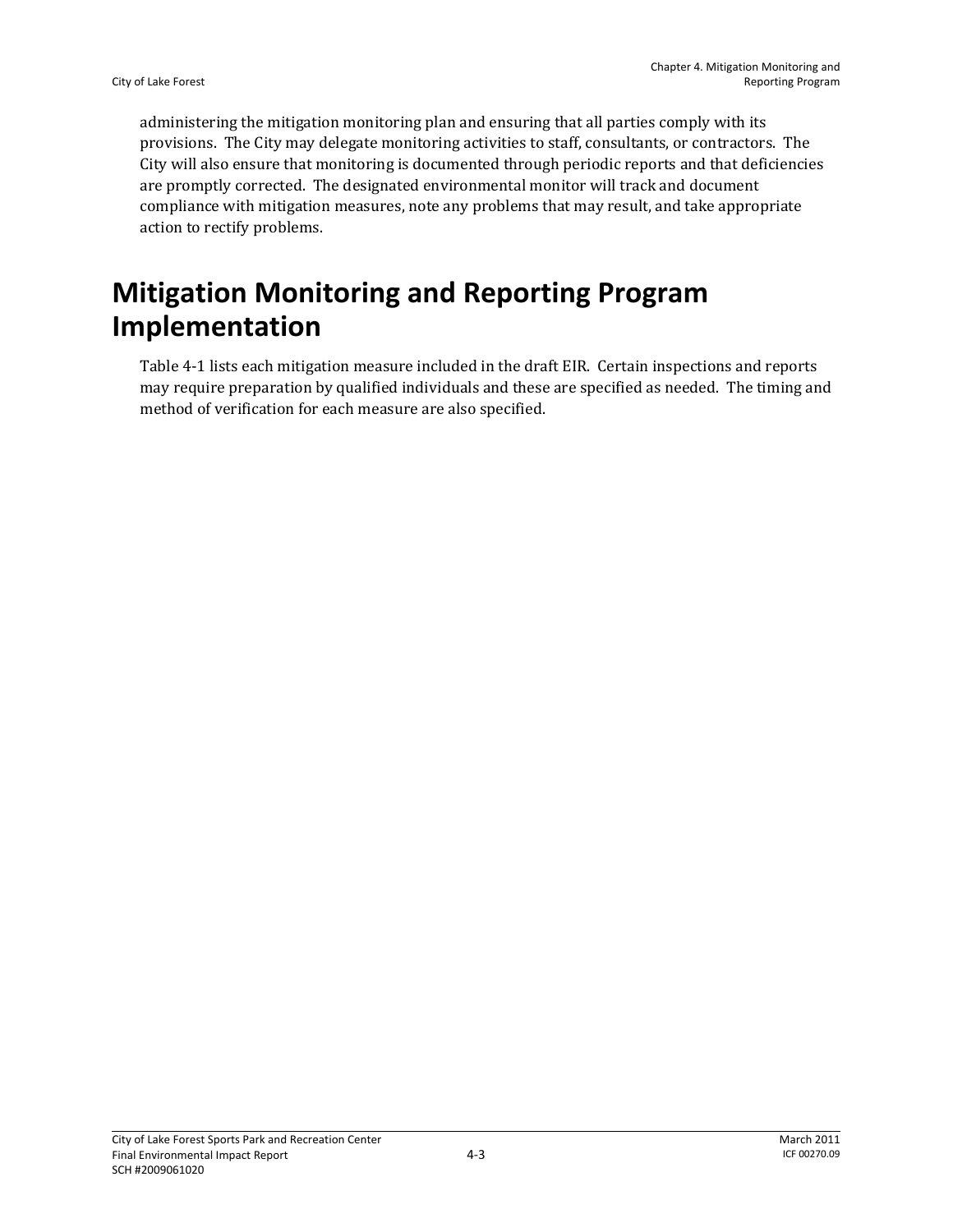administering the mitigation monitoring plan and ensuring that all parties comply with its provisions. The City may delegate monitoring activities to staff, consultants, or contractors. The City will also ensure that monitoring is documented through periodic reports and that deficiencies are promptly corrected. The designated environmental monitor will track and document compliance with mitigation measures, note any problems that may result, and take appropriate action to rectify problems.

# Mitigation Monitoring and Reporting Program Implementation

Table 4-1 lists each mitigation measure included in the draft EIR. Certain inspections and reports may require preparation by qualified individuals and these are specified as needed. The timing and method of verification for each measure are also specified.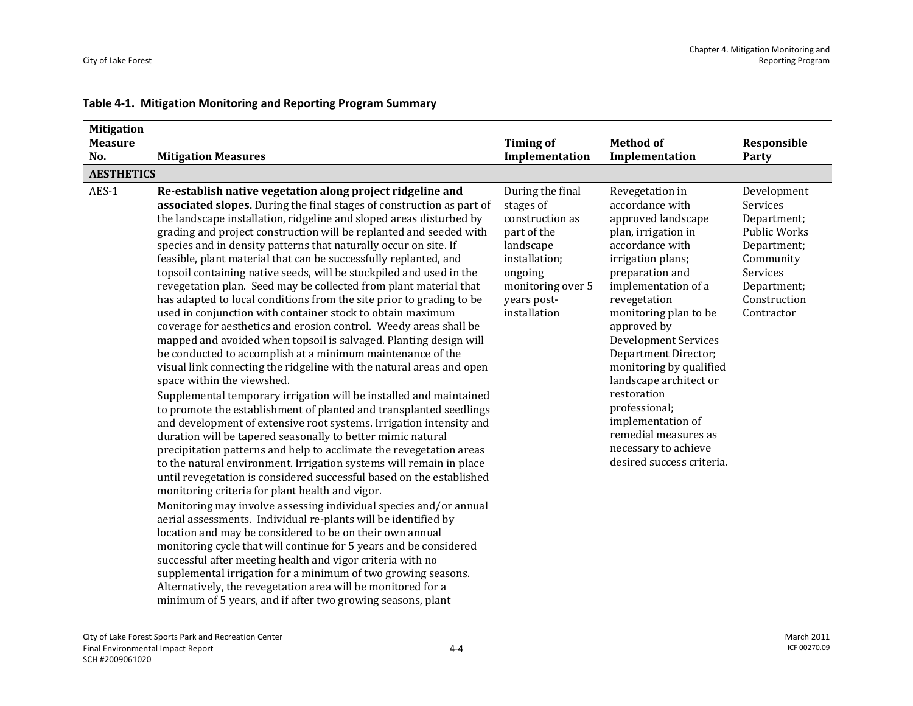**Table 4-1. Mitigation Monitoring and Reporting Program Summary**

| Mitigation Measure No. | Mitigation Measures | Timing of Implementation | Method of Implementation | Responsible Party |
|---|---|---|---|---|
| **AESTHETICS** | | | | |
| AES-1 | **Re-establish native vegetation along project ridgeline and associated slopes.** During the final stages of construction as part of the landscape installation, ridgeline and sloped areas disturbed by grading and project construction will be replanted and seeded with species and in density patterns that naturally occur on site. If feasible, plant material that can be successfully replanted, and topsoil containing native seeds, will be stockpiled and used in the revegetation plan. Seed may be collected from plant material that has adapted to local conditions from the site prior to grading to be used in conjunction with container stock to obtain maximum coverage for aesthetics and erosion control. Weedy areas shall be mapped and avoided when topsoil is salvaged. Planting design will be conducted to accomplish at a minimum maintenance of the visual link connecting the ridgeline with the natural areas and open space within the viewshed.<br>Supplemental temporary irrigation will be installed and maintained to promote the establishment of planted and transplanted seedlings and development of extensive root systems. Irrigation intensity and duration will be tapered seasonally to better mimic natural precipitation patterns and help to acclimate the revegetation areas to the natural environment. Irrigation systems will remain in place until revegetation is considered successful based on the established monitoring criteria for plant health and vigor.<br>Monitoring may involve assessing individual species and/or annual aerial assessments. Individual re-plants will be identified by location and may be considered to be on their own annual monitoring cycle that will continue for 5 years and be considered successful after meeting health and vigor criteria with no supplemental irrigation for a minimum of two growing seasons. Alternatively, the revegetation area will be monitored for a minimum of 5 years, and if after two growing seasons, plant | During the final stages of construction as part of the landscape installation; ongoing monitoring over 5 years post-installation | Revegetation in accordance with approved landscape plan, irrigation in accordance with irrigation plans; preparation and implementation of a revegetation monitoring plan to be approved by Development Services Department Director; monitoring by qualified landscape architect or restoration professional; implementation of remedial measures as necessary to achieve desired success criteria. | Development Services Department; Public Works Department; Community Services Department; Construction Contractor |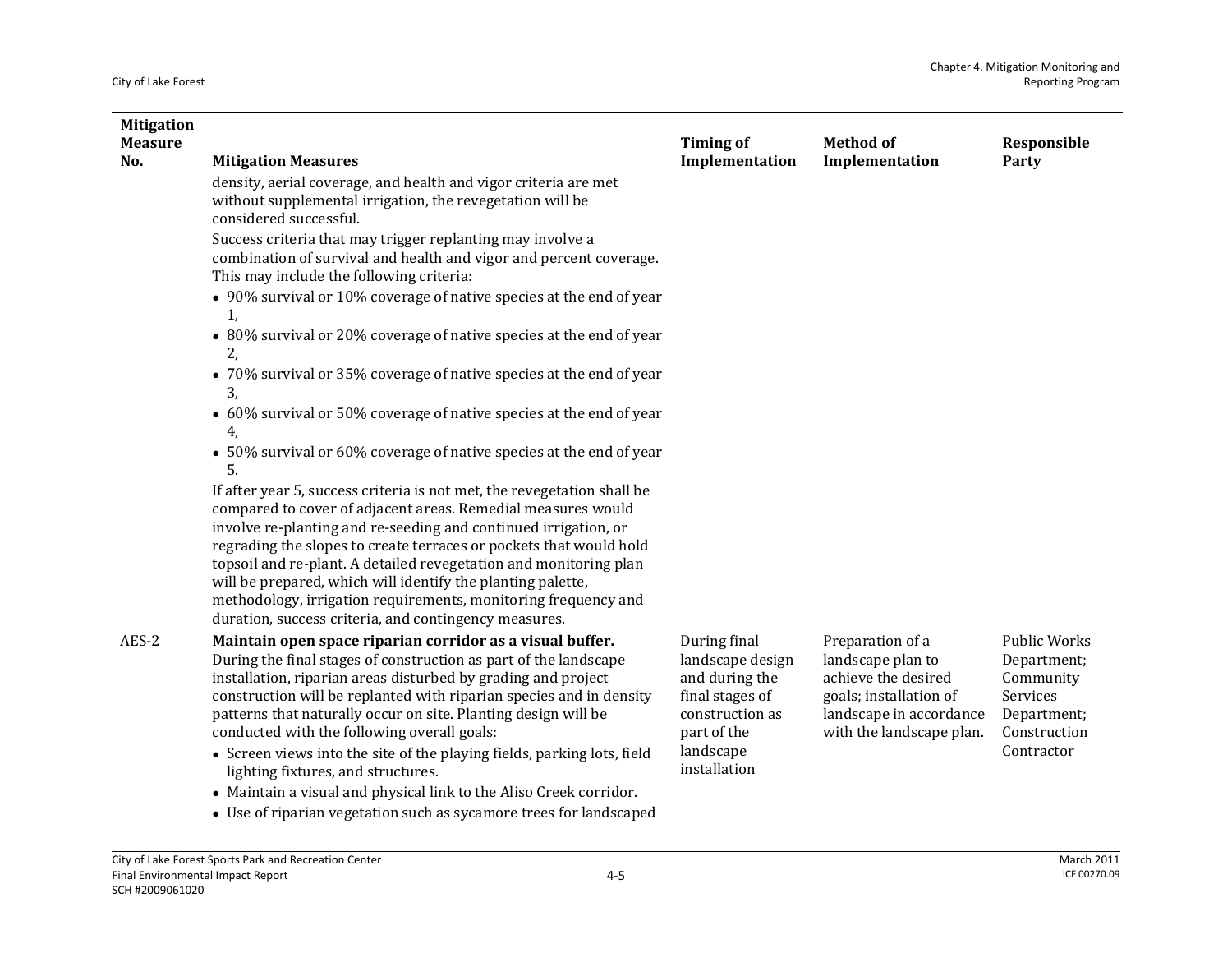| Mitigation Measure No. | Mitigation Measures | Timing of Implementation | Method of Implementation | Responsible Party |
|---|---|---|---|---|
| | density, aerial coverage, and health and vigor criteria are met without supplemental irrigation, the revegetation will be considered successful.<br><br>Success criteria that may trigger replanting may involve a combination of survival and health and vigor and percent coverage. This may include the following criteria:<br>• 90% survival or 10% coverage of native species at the end of year 1,<br>• 80% survival or 20% coverage of native species at the end of year 2,<br>• 70% survival or 35% coverage of native species at the end of year 3,<br>• 60% survival or 50% coverage of native species at the end of year 4,<br>• 50% survival or 60% coverage of native species at the end of year 5.<br><br>If after year 5, success criteria is not met, the revegetation shall be compared to cover of adjacent areas. Remedial measures would involve re-planting and re-seeding and continued irrigation, or regrading the slopes to create terraces or pockets that would hold topsoil and re-plant. A detailed revegetation and monitoring plan will be prepared, which will identify the planting palette, methodology, irrigation requirements, monitoring frequency and duration, success criteria, and contingency measures. | | | |
| AES-2 | **Maintain open space riparian corridor as a visual buffer.** During the final stages of construction as part of the landscape installation, riparian areas disturbed by grading and project construction will be replanted with riparian species and in density patterns that naturally occur on site. Planting design will be conducted with the following overall goals:<br>• Screen views into the site of the playing fields, parking lots, field lighting fixtures, and structures.<br>• Maintain a visual and physical link to the Aliso Creek corridor.<br>• Use of riparian vegetation such as sycamore trees for landscaped | During final landscape design and during the final stages of construction as part of the landscape installation | Preparation of a landscape plan to achieve the desired goals; installation of landscape in accordance with the landscape plan. | Public Works Department; Community Services Department; Construction Contractor |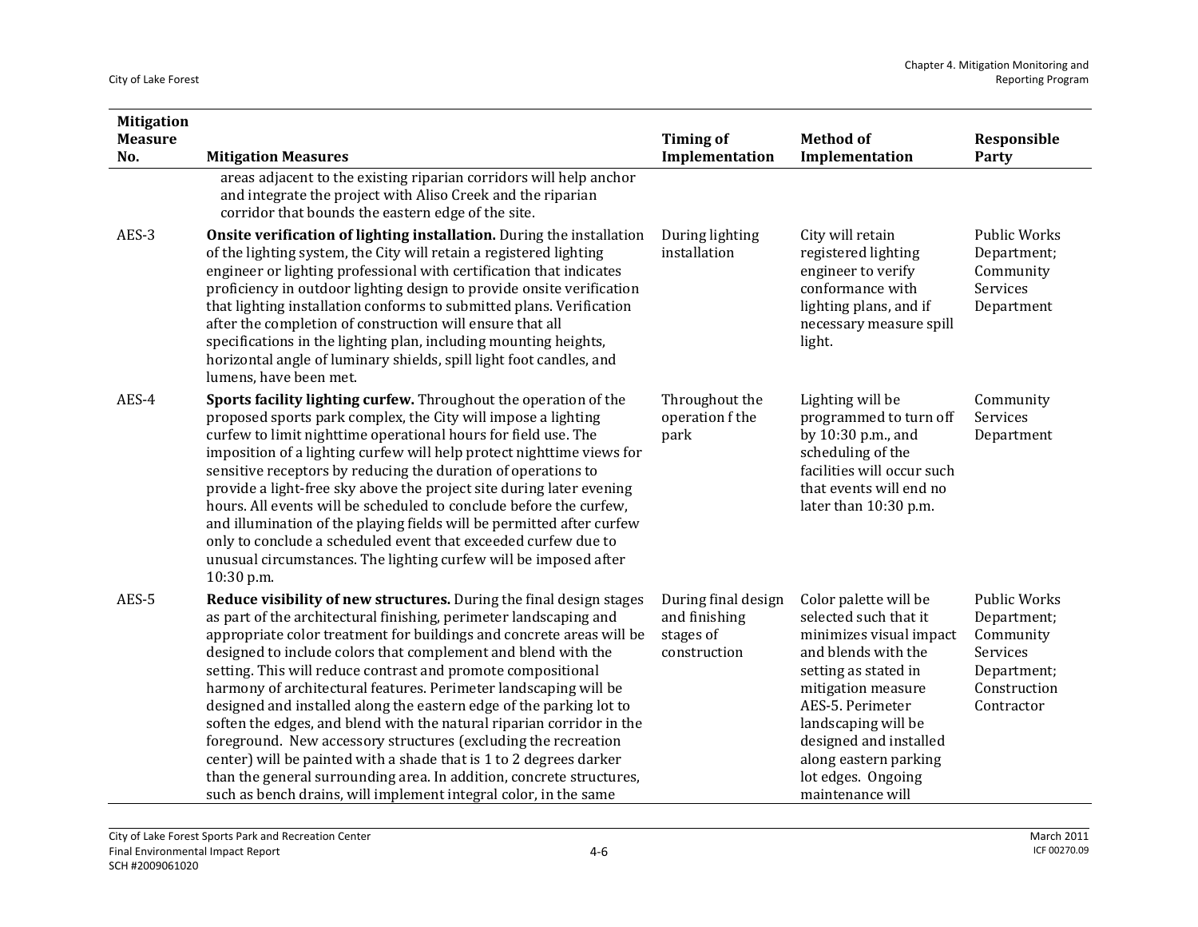| Mitigation Measure No. | Mitigation Measures | Timing of Implementation | Method of Implementation | Responsible Party |
|---|---|---|---|---|
| | areas adjacent to the existing riparian corridors will help anchor and integrate the project with Aliso Creek and the riparian corridor that bounds the eastern edge of the site. | | | |
| AES-3 | **Onsite verification of lighting installation.** During the installation of the lighting system, the City will retain a registered lighting engineer or lighting professional with certification that indicates proficiency in outdoor lighting design to provide onsite verification that lighting installation conforms to submitted plans. Verification after the completion of construction will ensure that all specifications in the lighting plan, including mounting heights, horizontal angle of luminary shields, spill light foot candles, and lumens, have been met. | During lighting installation | City will retain registered lighting engineer to verify conformance with lighting plans, and if necessary measure spill light. | Public Works Department; Community Services Department |
| AES-4 | **Sports facility lighting curfew.** Throughout the operation of the proposed sports park complex, the City will impose a lighting curfew to limit nighttime operational hours for field use. The imposition of a lighting curfew will help protect nighttime views for sensitive receptors by reducing the duration of operations to provide a light-free sky above the project site during later evening hours. All events will be scheduled to conclude before the curfew, and illumination of the playing fields will be permitted after curfew only to conclude a scheduled event that exceeded curfew due to unusual circumstances. The lighting curfew will be imposed after 10:30 p.m. | Throughout the operation f the park | Lighting will be programmed to turn off by 10:30 p.m., and scheduling of the facilities will occur such that events will end no later than 10:30 p.m. | Community Services Department |
| AES-5 | **Reduce visibility of new structures.** During the final design stages as part of the architectural finishing, perimeter landscaping and appropriate color treatment for buildings and concrete areas will be designed to include colors that complement and blend with the setting. This will reduce contrast and promote compositional harmony of architectural features. Perimeter landscaping will be designed and installed along the eastern edge of the parking lot to soften the edges, and blend with the natural riparian corridor in the foreground. New accessory structures (excluding the recreation center) will be painted with a shade that is 1 to 2 degrees darker than the general surrounding area. In addition, concrete structures, such as bench drains, will implement integral color, in the same | During final design and finishing stages of construction | Color palette will be selected such that it minimizes visual impact and blends with the setting as stated in mitigation measure AES-5. Perimeter landscaping will be designed and installed along eastern parking lot edges. Ongoing maintenance will | Public Works Department; Community Services Department; Construction Contractor |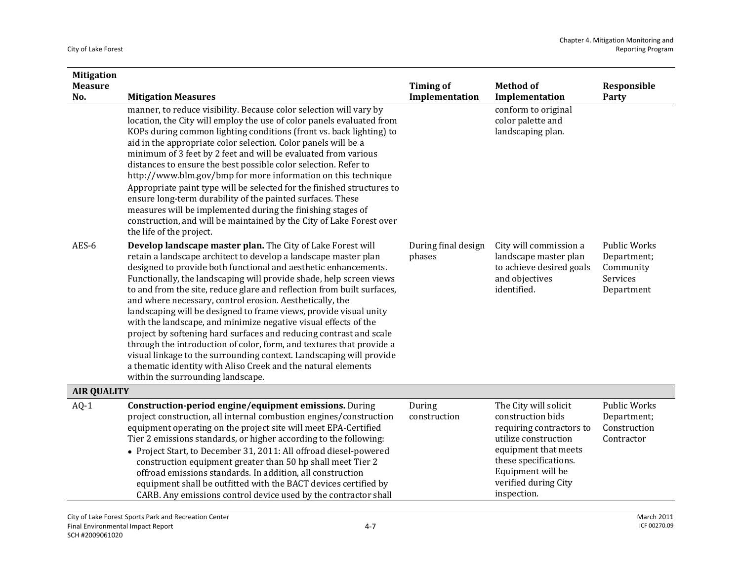| Mitigation Measure No. | Mitigation Measures | Timing of Implementation | Method of Implementation | Responsible Party |
|---|---|---|---|---|
| | manner, to reduce visibility. Because color selection will vary by location, the City will employ the use of color panels evaluated from KOPs during common lighting conditions (front vs. back lighting) to aid in the appropriate color selection. Color panels will be a minimum of 3 feet by 2 feet and will be evaluated from various distances to ensure the best possible color selection. Refer to http://www.blm.gov/bmp for more information on this technique Appropriate paint type will be selected for the finished structures to ensure long-term durability of the painted surfaces. These measures will be implemented during the finishing stages of construction, and will be maintained by the City of Lake Forest over the life of the project. | | conform to original color palette and landscaping plan. | |
| AES-6 | **Develop landscape master plan.** The City of Lake Forest will retain a landscape architect to develop a landscape master plan designed to provide both functional and aesthetic enhancements. Functionally, the landscaping will provide shade, help screen views to and from the site, reduce glare and reflection from built surfaces, and where necessary, control erosion. Aesthetically, the landscaping will be designed to frame views, provide visual unity with the landscape, and minimize negative visual effects of the project by softening hard surfaces and reducing contrast and scale through the introduction of color, form, and textures that provide a visual linkage to the surrounding context. Landscaping will provide a thematic identity with Aliso Creek and the natural elements within the surrounding landscape. | During final design phases | City will commission a landscape master plan to achieve desired goals and objectives identified. | Public Works Department; Community Services Department |
| **AIR QUALITY** | | | | |
| AQ-1 | **Construction-period engine/equipment emissions.** During project construction, all internal combustion engines/construction equipment operating on the project site will meet EPA-Certified Tier 2 emissions standards, or higher according to the following:<br>• Project Start, to December 31, 2011: All offroad diesel-powered construction equipment greater than 50 hp shall meet Tier 2 offroad emissions standards. In addition, all construction equipment shall be outfitted with the BACT devices certified by CARB. Any emissions control device used by the contractor shall | During construction | The City will solicit construction bids requiring contractors to utilize construction equipment that meets these specifications. Equipment will be verified during City inspection. | Public Works Department; Construction Contractor |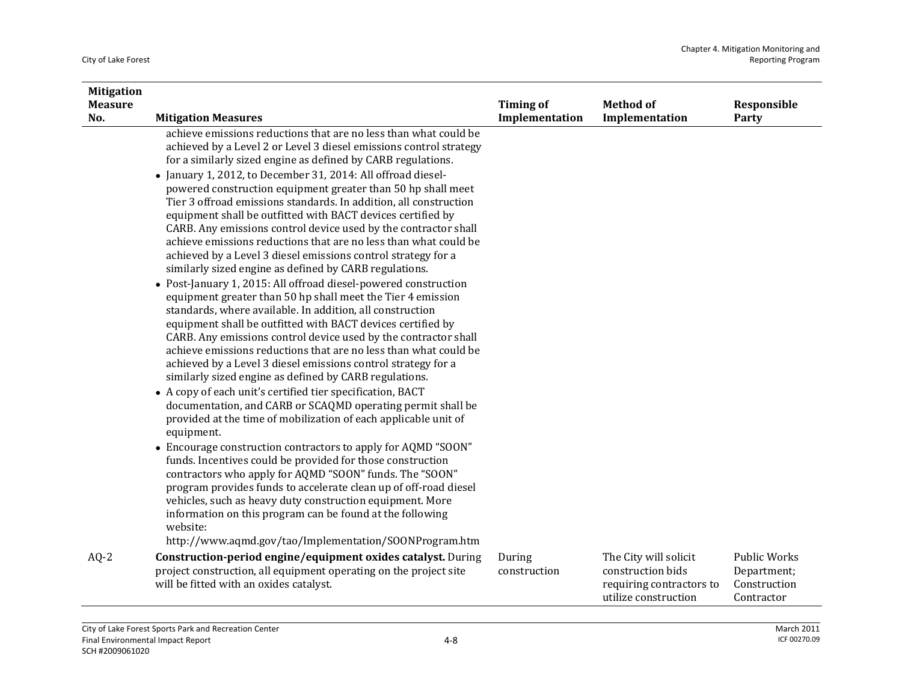| Mitigation Measure No. | Mitigation Measures | Timing of Implementation | Method of Implementation | Responsible Party |
|---|---|---|---|---|
| | achieve emissions reductions that are no less than what could be achieved by a Level 2 or Level 3 diesel emissions control strategy for a similarly sized engine as defined by CARB regulations.<br>• January 1, 2012, to December 31, 2014: All offroad diesel-powered construction equipment greater than 50 hp shall meet Tier 3 offroad emissions standards. In addition, all construction equipment shall be outfitted with BACT devices certified by CARB. Any emissions control device used by the contractor shall achieve emissions reductions that are no less than what could be achieved by a Level 3 diesel emissions control strategy for a similarly sized engine as defined by CARB regulations.<br>• Post-January 1, 2015: All offroad diesel-powered construction equipment greater than 50 hp shall meet the Tier 4 emission standards, where available. In addition, all construction equipment shall be outfitted with BACT devices certified by CARB. Any emissions control device used by the contractor shall achieve emissions reductions that are no less than what could be achieved by a Level 3 diesel emissions control strategy for a similarly sized engine as defined by CARB regulations.<br>• A copy of each unit's certified tier specification, BACT documentation, and CARB or SCAQMD operating permit shall be provided at the time of mobilization of each applicable unit of equipment.<br>• Encourage construction contractors to apply for AQMD "SOON" funds. Incentives could be provided for those construction contractors who apply for AQMD "SOON" funds. The "SOON" program provides funds to accelerate clean up of off-road diesel vehicles, such as heavy duty construction equipment. More information on this program can be found at the following website: http://www.aqmd.gov/tao/Implementation/SOONProgram.htm | | | |
| AQ-2 | **Construction-period engine/equipment oxides catalyst.** During project construction, all equipment operating on the project site will be fitted with an oxides catalyst. | During construction | The City will solicit construction bids requiring contractors to utilize construction | Public Works Department; Construction Contractor |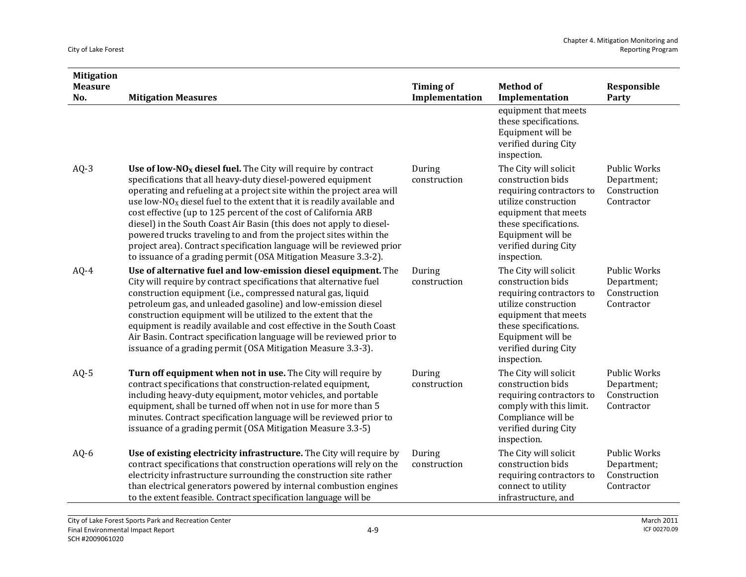| Mitigation Measure No. | Mitigation Measures | Timing of Implementation | Method of Implementation | Responsible Party |
|---|---|---|---|---|
| | | | equipment that meets these specifications. Equipment will be verified during City inspection. | |
| AQ-3 | **Use of low-$NO_X$ diesel fuel.** The City will require by contract specifications that all heavy-duty diesel-powered equipment operating and refueling at a project site within the project area will use low-$NO_X$ diesel fuel to the extent that it is readily available and cost effective (up to 125 percent of the cost of California ARB diesel) in the South Coast Air Basin (this does not apply to diesel-powered trucks traveling to and from the project sites within the project area). Contract specification language will be reviewed prior to issuance of a grading permit (OSA Mitigation Measure 3.3-2). | During construction | The City will solicit construction bids requiring contractors to utilize construction equipment that meets these specifications. Equipment will be verified during City inspection. | Public Works Department; Construction Contractor |
| AQ-4 | **Use of alternative fuel and low-emission diesel equipment.** The City will require by contract specifications that alternative fuel construction equipment (i.e., compressed natural gas, liquid petroleum gas, and unleaded gasoline) and low-emission diesel construction equipment will be utilized to the extent that the equipment is readily available and cost effective in the South Coast Air Basin. Contract specification language will be reviewed prior to issuance of a grading permit (OSA Mitigation Measure 3.3-3). | During construction | The City will solicit construction bids requiring contractors to utilize construction equipment that meets these specifications. Equipment will be verified during City inspection. | Public Works Department; Construction Contractor |
| AQ-5 | **Turn off equipment when not in use.** The City will require by contract specifications that construction-related equipment, including heavy-duty equipment, motor vehicles, and portable equipment, shall be turned off when not in use for more than 5 minutes. Contract specification language will be reviewed prior to issuance of a grading permit (OSA Mitigation Measure 3.3-5) | During construction | The City will solicit construction bids requiring contractors to comply with this limit. Compliance will be verified during City inspection. | Public Works Department; Construction Contractor |
| AQ-6 | **Use of existing electricity infrastructure.** The City will require by contract specifications that construction operations will rely on the electricity infrastructure surrounding the construction site rather than electrical generators powered by internal combustion engines to the extent feasible. Contract specification language will be | During construction | The City will solicit construction bids requiring contractors to connect to utility infrastructure, and | Public Works Department; Construction Contractor |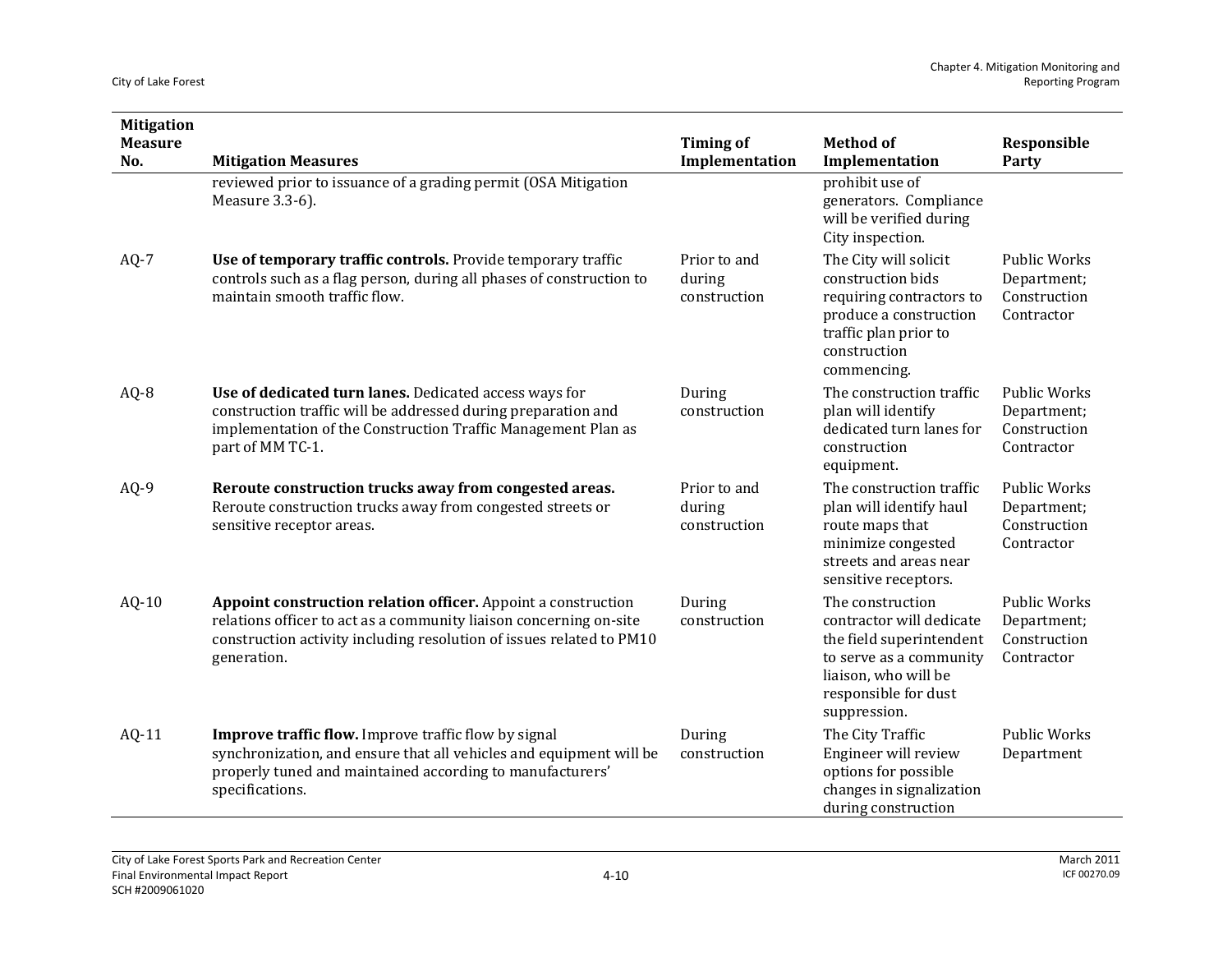| Mitigation Measure No. | Mitigation Measures | Timing of Implementation | Method of Implementation | Responsible Party |
|---|---|---|---|---|
| | reviewed prior to issuance of a grading permit (OSA Mitigation Measure 3.3-6). | | prohibit use of generators. Compliance will be verified during City inspection. | |
| AQ-7 | **Use of temporary traffic controls.** Provide temporary traffic controls such as a flag person, during all phases of construction to maintain smooth traffic flow. | Prior to and during construction | The City will solicit construction bids requiring contractors to produce a construction traffic plan prior to construction commencing. | Public Works Department; Construction Contractor |
| AQ-8 | **Use of dedicated turn lanes.** Dedicated access ways for construction traffic will be addressed during preparation and implementation of the Construction Traffic Management Plan as part of MM TC-1. | During construction | The construction traffic plan will identify dedicated turn lanes for construction equipment. | Public Works Department; Construction Contractor |
| AQ-9 | **Reroute construction trucks away from congested areas.** Reroute construction trucks away from congested streets or sensitive receptor areas. | Prior to and during construction | The construction traffic plan will identify haul route maps that minimize congested streets and areas near sensitive receptors. | Public Works Department; Construction Contractor |
| AQ-10 | **Appoint construction relation officer.** Appoint a construction relations officer to act as a community liaison concerning on-site construction activity including resolution of issues related to PM10 generation. | During construction | The construction contractor will dedicate the field superintendent to serve as a community liaison, who will be responsible for dust suppression. | Public Works Department; Construction Contractor |
| AQ-11 | **Improve traffic flow.** Improve traffic flow by signal synchronization, and ensure that all vehicles and equipment will be properly tuned and maintained according to manufacturers' specifications. | During construction | The City Traffic Engineer will review options for possible changes in signalization during construction | Public Works Department |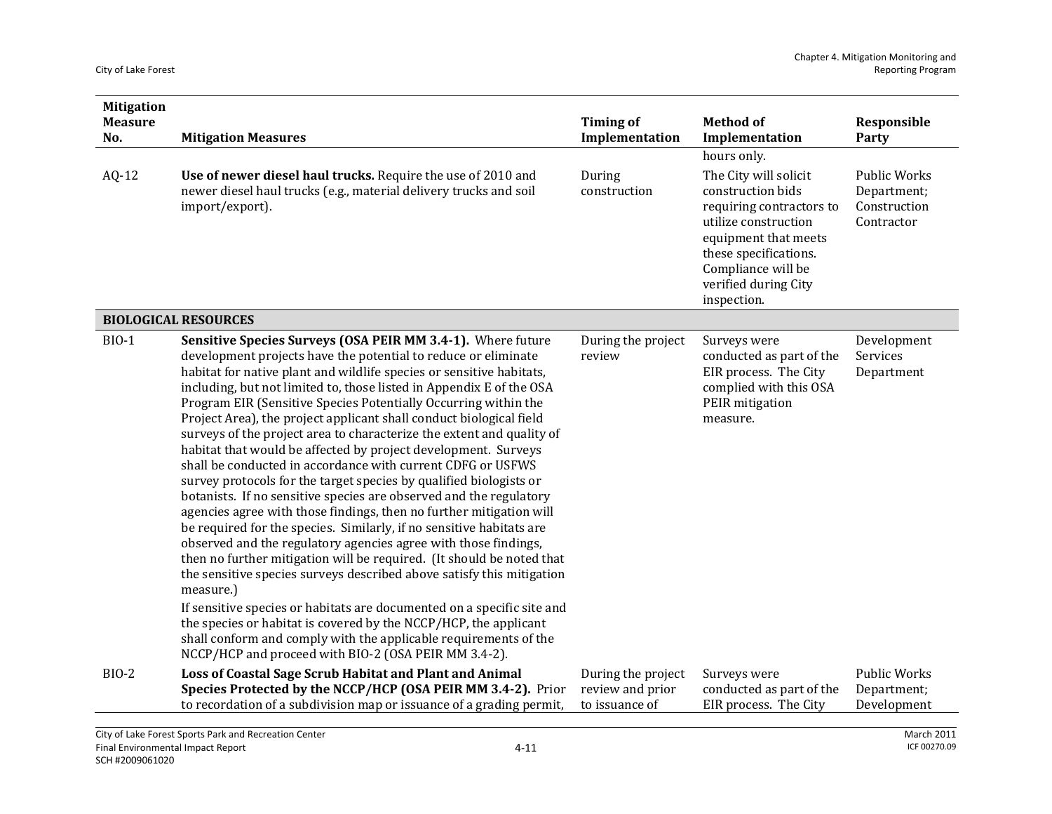| Mitigation Measure No. | Mitigation Measures | Timing of Implementation | Method of Implementation | Responsible Party |
|---|---|---|---|---|
| | | | hours only. | |
| AQ-12 | **Use of newer diesel haul trucks.** Require the use of 2010 and newer diesel haul trucks (e.g., material delivery trucks and soil import/export). | During construction | The City will solicit construction bids requiring contractors to utilize construction equipment that meets these specifications. Compliance will be verified during City inspection. | Public Works Department; Construction Contractor |
| **BIOLOGICAL RESOURCES** | | | | |
| BIO-1 | **Sensitive Species Surveys (OSA PEIR MM 3.4-1).** Where future development projects have the potential to reduce or eliminate habitat for native plant and wildlife species or sensitive habitats, including, but not limited to, those listed in Appendix E of the OSA Program EIR (Sensitive Species Potentially Occurring within the Project Area), the project applicant shall conduct biological field surveys of the project area to characterize the extent and quality of habitat that would be affected by project development. Surveys shall be conducted in accordance with current CDFG or USFWS survey protocols for the target species by qualified biologists or botanists. If no sensitive species are observed and the regulatory agencies agree with those findings, then no further mitigation will be required for the species. Similarly, if no sensitive habitats are observed and the regulatory agencies agree with those findings, then no further mitigation will be required. (It should be noted that the sensitive species surveys described above satisfy this mitigation measure.)<br><br>If sensitive species or habitats are documented on a specific site and the species or habitat is covered by the NCCP/HCP, the applicant shall conform and comply with the applicable requirements of the NCCP/HCP and proceed with BIO-2 (OSA PEIR MM 3.4-2). | During the project review | Surveys were conducted as part of the EIR process. The City complied with this OSA PEIR mitigation measure. | Development Services Department |
| BIO-2 | **Loss of Coastal Sage Scrub Habitat and Plant and Animal Species Protected by the NCCP/HCP (OSA PEIR MM 3.4-2).** Prior to recordation of a subdivision map or issuance of a grading permit, | During the project review and prior to issuance of | Surveys were conducted as part of the EIR process. The City | Public Works Department; Development |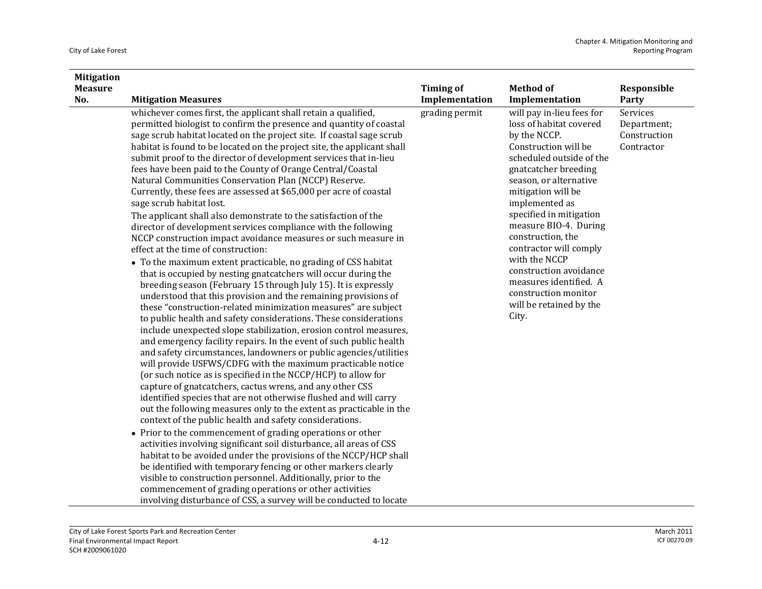| Mitigation Measure No. | Mitigation Measures | Timing of Implementation | Method of Implementation | Responsible Party |
|---|---|---|---|---|
| | whichever comes first, the applicant shall retain a qualified, permitted biologist to confirm the presence and quantity of coastal sage scrub habitat located on the project site. If coastal sage scrub habitat is found to be located on the project site, the applicant shall submit proof to the director of development services that in-lieu fees have been paid to the County of Orange Central/Coastal Natural Communities Conservation Plan (NCCP) Reserve. Currently, these fees are assessed at $65,000 per acre of coastal sage scrub habitat lost.<br><br>The applicant shall also demonstrate to the satisfaction of the director of development services compliance with the following NCCP construction impact avoidance measures or such measure in effect at the time of construction:<br><br>• To the maximum extent practicable, no grading of CSS habitat that is occupied by nesting gnatcatchers will occur during the breeding season (February 15 through July 15). It is expressly understood that this provision and the remaining provisions of these "construction-related minimization measures" are subject to public health and safety considerations. These considerations include unexpected slope stabilization, erosion control measures, and emergency facility repairs. In the event of such public health and safety circumstances, landowners or public agencies/utilities will provide USFWS/CDFG with the maximum practicable notice (or such notice as is specified in the NCCP/HCP) to allow for capture of gnatcatchers, cactus wrens, and any other CSS identified species that are not otherwise flushed and will carry out the following measures only to the extent as practicable in the context of the public health and safety considerations.<br><br>• Prior to the commencement of grading operations or other activities involving significant soil disturbance, all areas of CSS habitat to be avoided under the provisions of the NCCP/HCP shall be identified with temporary fencing or other markers clearly visible to construction personnel. Additionally, prior to the commencement of grading operations or other activities involving disturbance of CSS, a survey will be conducted to locate | grading permit | will pay in-lieu fees for loss of habitat covered by the NCCP.<br><br>Construction will be scheduled outside of the gnatcatcher breeding season, or alternative mitigation will be implemented as specified in mitigation measure BIO-4. During construction, the contractor will comply with the NCCP construction avoidance measures identified. A construction monitor will be retained by the City. | Services Department; Construction Contractor |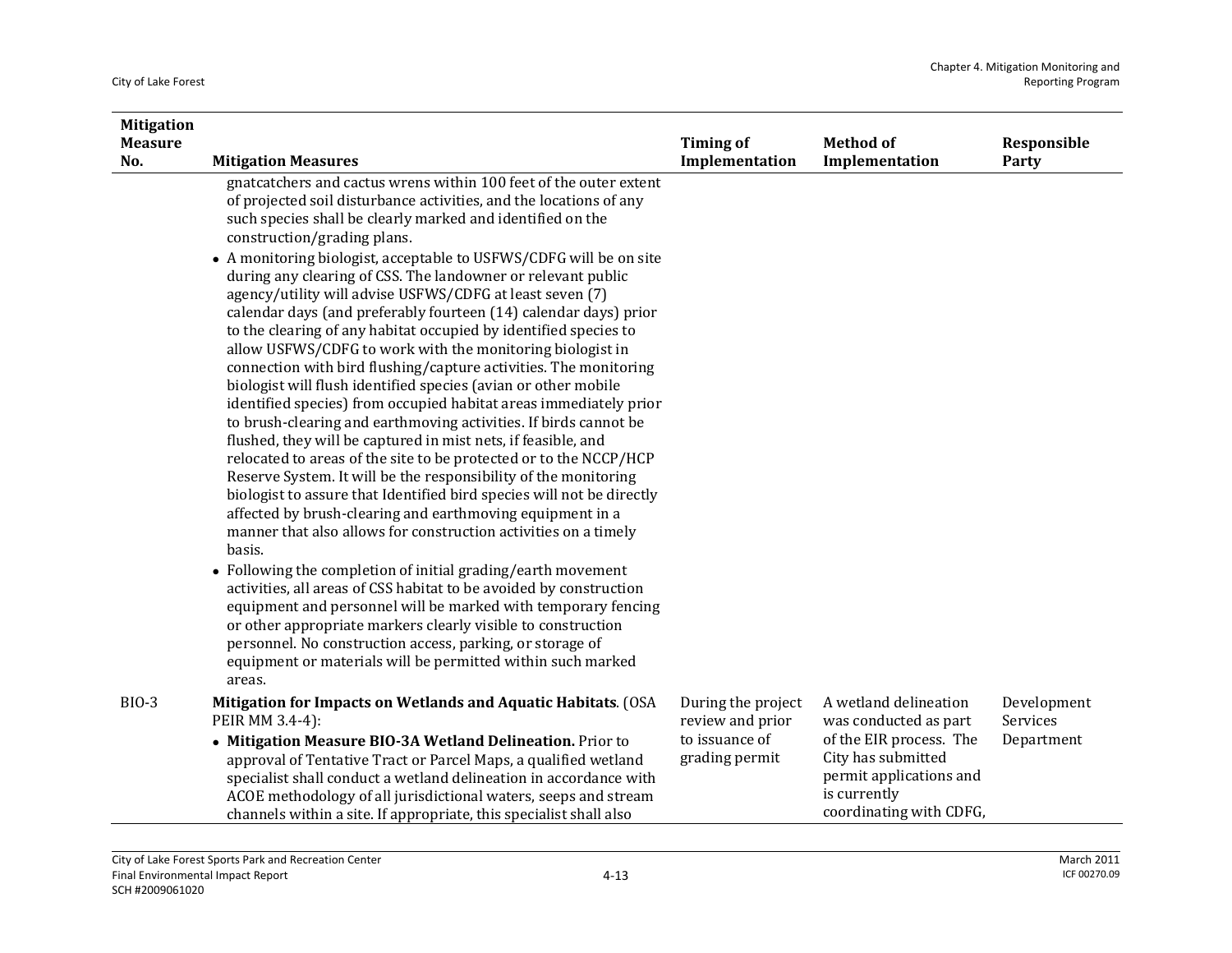| Mitigation Measure No. | Mitigation Measures | Timing of Implementation | Method of Implementation | Responsible Party |
|---|---|---|---|---|
| | gnatcatchers and cactus wrens within 100 feet of the outer extent of projected soil disturbance activities, and the locations of any such species shall be clearly marked and identified on the construction/grading plans.<br>• A monitoring biologist, acceptable to USFWS/CDFG will be on site during any clearing of CSS. The landowner or relevant public agency/utility will advise USFWS/CDFG at least seven (7) calendar days (and preferably fourteen (14) calendar days) prior to the clearing of any habitat occupied by identified species to allow USFWS/CDFG to work with the monitoring biologist in connection with bird flushing/capture activities. The monitoring biologist will flush identified species (avian or other mobile identified species) from occupied habitat areas immediately prior to brush-clearing and earthmoving activities. If birds cannot be flushed, they will be captured in mist nets, if feasible, and relocated to areas of the site to be protected or to the NCCP/HCP Reserve System. It will be the responsibility of the monitoring biologist to assure that Identified bird species will not be directly affected by brush-clearing and earthmoving equipment in a manner that also allows for construction activities on a timely basis.<br>• Following the completion of initial grading/earth movement activities, all areas of CSS habitat to be avoided by construction equipment and personnel will be marked with temporary fencing or other appropriate markers clearly visible to construction personnel. No construction access, parking, or storage of equipment or materials will be permitted within such marked areas. | | | |
| BIO-3 | **Mitigation for Impacts on Wetlands and Aquatic Habitats**. (OSA PEIR MM 3.4-4):<br>• **Mitigation Measure BIO-3A Wetland Delineation.** Prior to approval of Tentative Tract or Parcel Maps, a qualified wetland specialist shall conduct a wetland delineation in accordance with ACOE methodology of all jurisdictional waters, seeps and stream channels within a site. If appropriate, this specialist shall also | During the project review and prior to issuance of grading permit | A wetland delineation was conducted as part of the EIR process. The City has submitted permit applications and is currently coordinating with CDFG, | Development Services Department |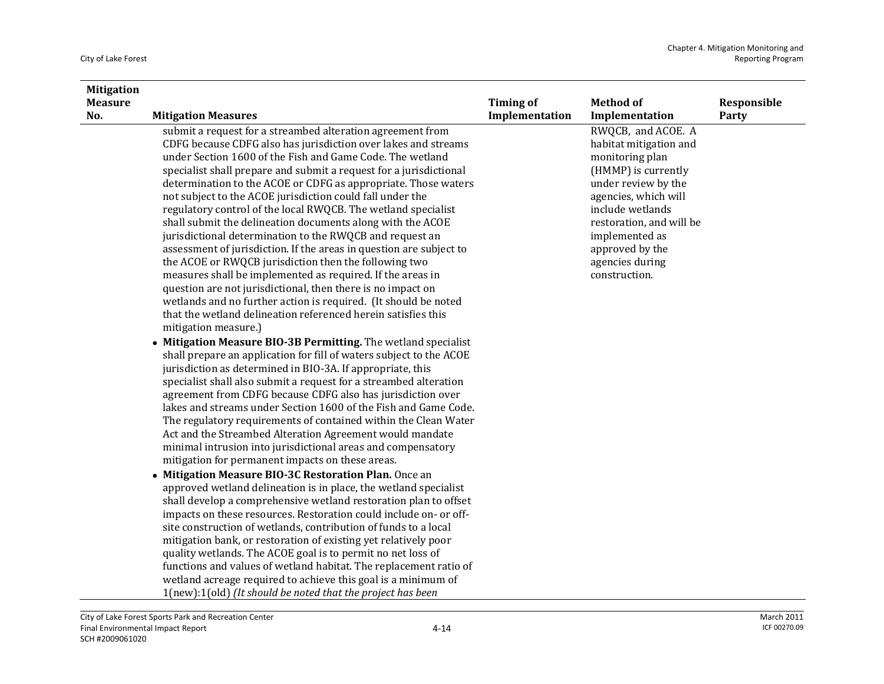| Mitigation Measure No. | Mitigation Measures | Timing of Implementation | Method of Implementation | Responsible Party |
|---|---|---|---|---|
| | submit a request for a streambed alteration agreement from CDFG because CDFG also has jurisdiction over lakes and streams under Section 1600 of the Fish and Game Code. The wetland specialist shall prepare and submit a request for a jurisdictional determination to the ACOE or CDFG as appropriate. Those waters not subject to the ACOE jurisdiction could fall under the regulatory control of the local RWQCB. The wetland specialist shall submit the delineation documents along with the ACOE jurisdictional determination to the RWQCB and request an assessment of jurisdiction. If the areas in question are subject to the ACOE or RWQCB jurisdiction then the following two measures shall be implemented as required. If the areas in question are not jurisdictional, then there is no impact on wetlands and no further action is required. (It should be noted that the wetland delineation referenced herein satisfies this mitigation measure.)<br>• **Mitigation Measure BIO-3B Permitting.** The wetland specialist shall prepare an application for fill of waters subject to the ACOE jurisdiction as determined in BIO-3A. If appropriate, this specialist shall also submit a request for a streambed alteration agreement from CDFG because CDFG also has jurisdiction over lakes and streams under Section 1600 of the Fish and Game Code. The regulatory requirements of contained within the Clean Water Act and the Streambed Alteration Agreement would mandate minimal intrusion into jurisdictional areas and compensatory mitigation for permanent impacts on these areas.<br>• **Mitigation Measure BIO-3C Restoration Plan.** Once an approved wetland delineation is in place, the wetland specialist shall develop a comprehensive wetland restoration plan to offset impacts on these resources. Restoration could include on- or off-site construction of wetlands, contribution of funds to a local mitigation bank, or restoration of existing yet relatively poor quality wetlands. The ACOE goal is to permit no net loss of functions and values of wetland habitat. The replacement ratio of wetland acreage required to achieve this goal is a minimum of 1(new):1(old) *(It should be noted that the project has been* | | RWQCB, and ACOE. A habitat mitigation and monitoring plan (HMMP) is currently under review by the agencies, which will include wetlands restoration, and will be implemented as approved by the agencies during construction. | |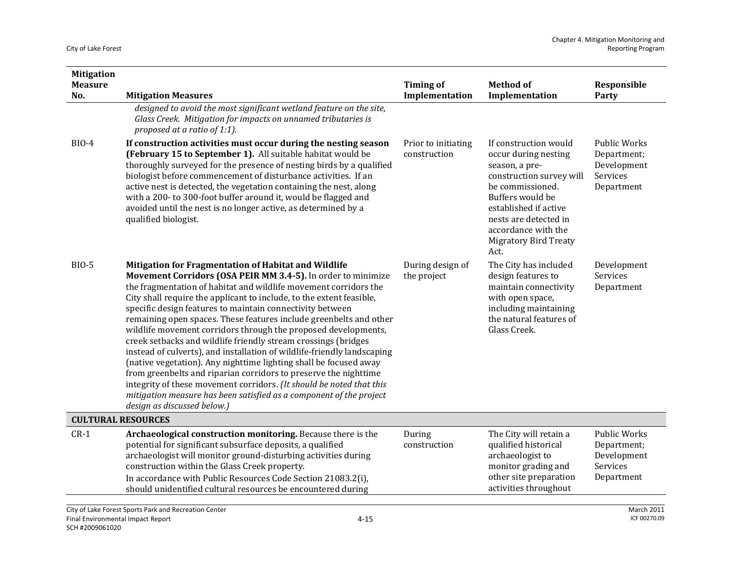| Mitigation Measure No. | Mitigation Measures | Timing of Implementation | Method of Implementation | Responsible Party |
|---|---|---|---|---|
| | *designed to avoid the most significant wetland feature on the site, Glass Creek. Mitigation for impacts on unnamed tributaries is proposed at a ratio of 1:1).* | | | |
| BIO-4 | **If construction activities must occur during the nesting season (February 15 to September 1).** All suitable habitat would be thoroughly surveyed for the presence of nesting birds by a qualified biologist before commencement of disturbance activities. If an active nest is detected, the vegetation containing the nest, along with a 200- to 300-foot buffer around it, would be flagged and avoided until the nest is no longer active, as determined by a qualified biologist. | Prior to initiating construction | If construction would occur during nesting season, a pre-construction survey will be commissioned. Buffers would be established if active nests are detected in accordance with the Migratory Bird Treaty Act. | Public Works Department; Development Services Department |
| BIO-5 | **Mitigation for Fragmentation of Habitat and Wildlife Movement Corridors (OSA PEIR MM 3.4-5).** In order to minimize the fragmentation of habitat and wildlife movement corridors the City shall require the applicant to include, to the extent feasible, specific design features to maintain connectivity between remaining open spaces. These features include greenbelts and other wildlife movement corridors through the proposed developments, creek setbacks and wildlife friendly stream crossings (bridges instead of culverts), and installation of wildlife-friendly landscaping (native vegetation). Any nighttime lighting shall be focused away from greenbelts and riparian corridors to preserve the nighttime integrity of these movement corridors. *(It should be noted that this mitigation measure has been satisfied as a component of the project design as discussed below.)* | During design of the project | The City has included design features to maintain connectivity with open space, including maintaining the natural features of Glass Creek. | Development Services Department |
| **CULTURAL RESOURCES** | | | | |
| CR-1 | **Archaeological construction monitoring.** Because there is the potential for significant subsurface deposits, a qualified archaeologist will monitor ground-disturbing activities during construction within the Glass Creek property.<br>In accordance with Public Resources Code Section 21083.2(i), should unidentified cultural resources be encountered during | During construction | The City will retain a qualified historical archaeologist to monitor grading and other site preparation activities throughout | Public Works Department; Development Services Department |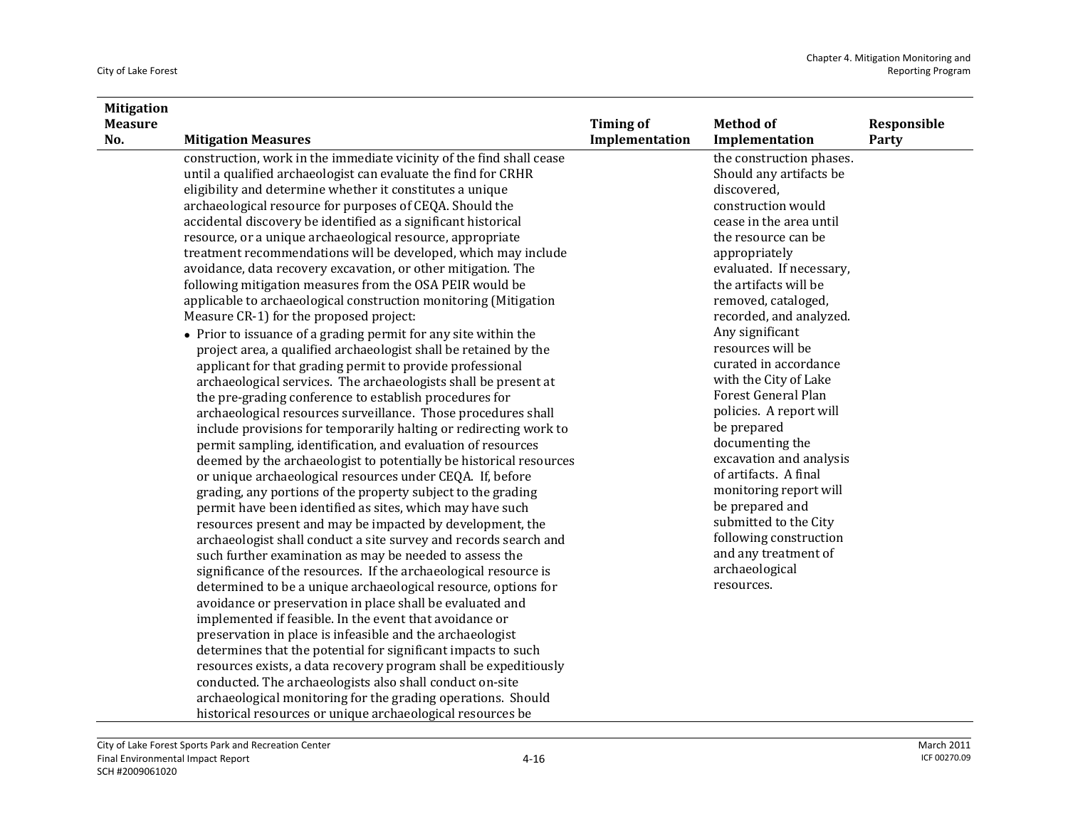| Mitigation Measure No. | Mitigation Measures | Timing of Implementation | Method of Implementation | Responsible Party |
|---|---|---|---|---|
| | construction, work in the immediate vicinity of the find shall cease until a qualified archaeologist can evaluate the find for CRHR eligibility and determine whether it constitutes a unique archaeological resource for purposes of CEQA. Should the accidental discovery be identified as a significant historical resource, or a unique archaeological resource, appropriate treatment recommendations will be developed, which may include avoidance, data recovery excavation, or other mitigation. The following mitigation measures from the OSA PEIR would be applicable to archaeological construction monitoring (Mitigation Measure CR-1) for the proposed project:<br><br>• Prior to issuance of a grading permit for any site within the project area, a qualified archaeologist shall be retained by the applicant for that grading permit to provide professional archaeological services. The archaeologists shall be present at the pre-grading conference to establish procedures for archaeological resources surveillance. Those procedures shall include provisions for temporarily halting or redirecting work to permit sampling, identification, and evaluation of resources deemed by the archaeologist to potentially be historical resources or unique archaeological resources under CEQA. If, before grading, any portions of the property subject to the grading permit have been identified as sites, which may have such resources present and may be impacted by development, the archaeologist shall conduct a site survey and records search and such further examination as may be needed to assess the significance of the resources. If the archaeological resource is determined to be a unique archaeological resource, options for avoidance or preservation in place shall be evaluated and implemented if feasible. In the event that avoidance or preservation in place is infeasible and the archaeologist determines that the potential for significant impacts to such resources exists, a data recovery program shall be expeditiously conducted. The archaeologists also shall conduct on-site archaeological monitoring for the grading operations. Should historical resources or unique archaeological resources be | | the construction phases. Should any artifacts be discovered, construction would cease in the area until the resource can be appropriately evaluated. If necessary, the artifacts will be removed, cataloged, recorded, and analyzed. Any significant resources will be curated in accordance with the City of Lake Forest General Plan policies. A report will be prepared documenting the excavation and analysis of artifacts. A final monitoring report will be prepared and submitted to the City following construction and any treatment of archaeological resources. | |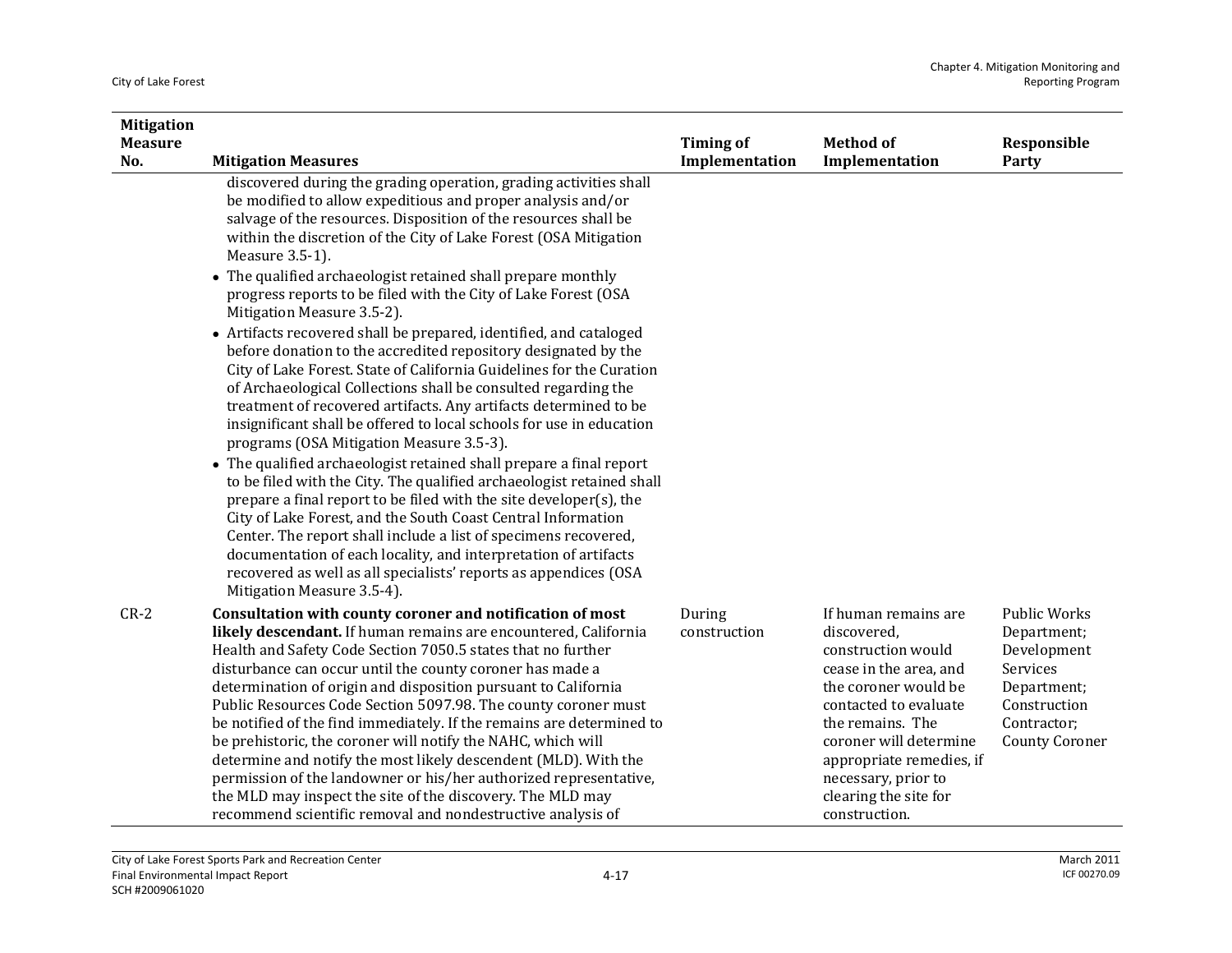| Mitigation Measure No. | Mitigation Measures | Timing of Implementation | Method of Implementation | Responsible Party |
|---|---|---|---|---|
| | discovered during the grading operation, grading activities shall be modified to allow expeditious and proper analysis and/or salvage of the resources. Disposition of the resources shall be within the discretion of the City of Lake Forest (OSA Mitigation Measure 3.5-1).<br>• The qualified archaeologist retained shall prepare monthly progress reports to be filed with the City of Lake Forest (OSA Mitigation Measure 3.5-2).<br>• Artifacts recovered shall be prepared, identified, and cataloged before donation to the accredited repository designated by the City of Lake Forest. State of California Guidelines for the Curation of Archaeological Collections shall be consulted regarding the treatment of recovered artifacts. Any artifacts determined to be insignificant shall be offered to local schools for use in education programs (OSA Mitigation Measure 3.5-3).<br>• The qualified archaeologist retained shall prepare a final report to be filed with the City. The qualified archaeologist retained shall prepare a final report to be filed with the site developer(s), the City of Lake Forest, and the South Coast Central Information Center. The report shall include a list of specimens recovered, documentation of each locality, and interpretation of artifacts recovered as well as all specialists' reports as appendices (OSA Mitigation Measure 3.5-4). | | | |
| CR-2 | **Consultation with county coroner and notification of most likely descendant.** If human remains are encountered, California Health and Safety Code Section 7050.5 states that no further disturbance can occur until the county coroner has made a determination of origin and disposition pursuant to California Public Resources Code Section 5097.98. The county coroner must be notified of the find immediately. If the remains are determined to be prehistoric, the coroner will notify the NAHC, which will determine and notify the most likely descendent (MLD). With the permission of the landowner or his/her authorized representative, the MLD may inspect the site of the discovery. The MLD may recommend scientific removal and nondestructive analysis of | During construction | If human remains are discovered, construction would cease in the area, and the coroner would be contacted to evaluate the remains. The coroner will determine appropriate remedies, if necessary, prior to clearing the site for construction. | Public Works Department; Development Services Department; Construction Contractor; County Coroner |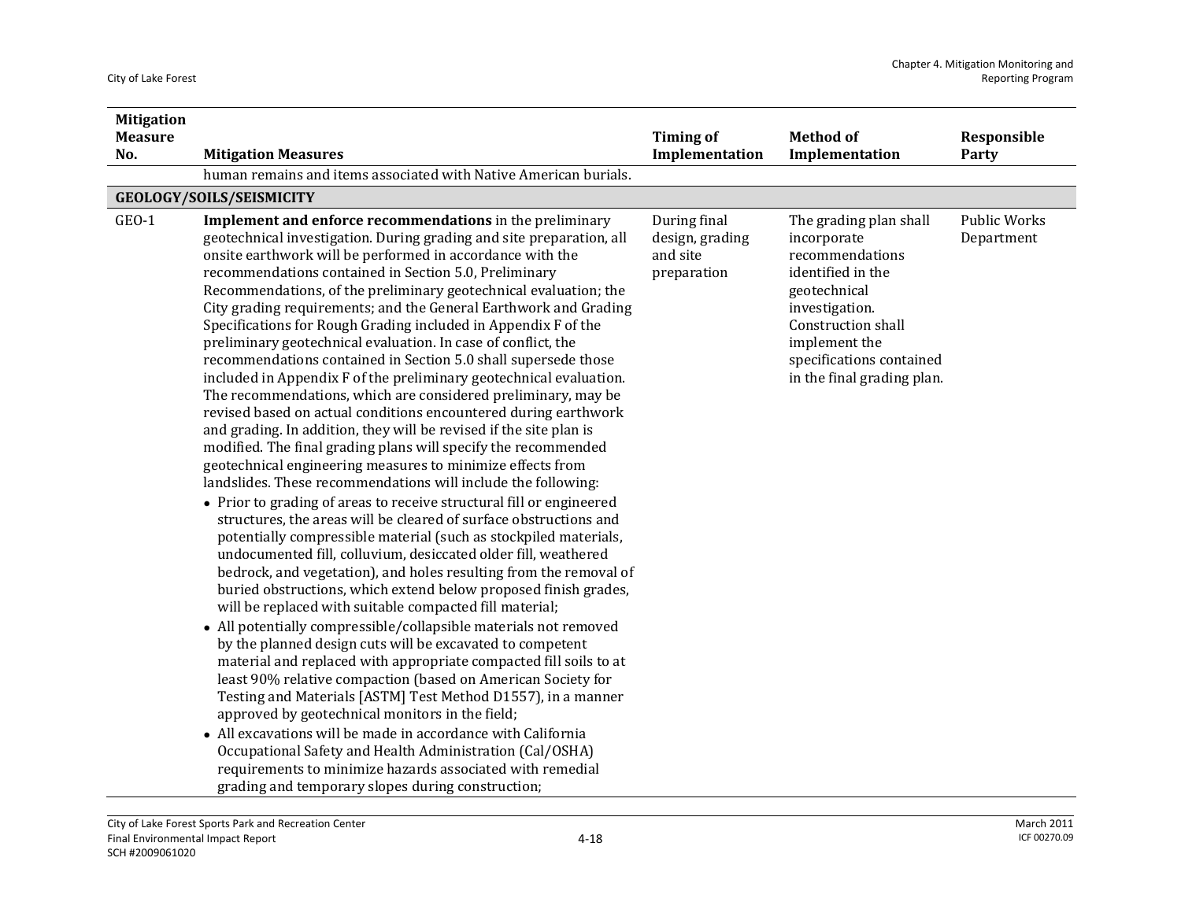| Mitigation Measure No. | Mitigation Measures | Timing of Implementation | Method of Implementation | Responsible Party |
|---|---|---|---|---|
| | human remains and items associated with Native American burials. | | | |
| **GEOLOGY/SOILS/SEISMICITY** | | | | |
| GEO-1 | **Implement and enforce recommendations** in the preliminary geotechnical investigation. During grading and site preparation, all onsite earthwork will be performed in accordance with the recommendations contained in Section 5.0, Preliminary Recommendations, of the preliminary geotechnical evaluation; the City grading requirements; and the General Earthwork and Grading Specifications for Rough Grading included in Appendix F of the preliminary geotechnical evaluation. In case of conflict, the recommendations contained in Section 5.0 shall supersede those included in Appendix F of the preliminary geotechnical evaluation. The recommendations, which are considered preliminary, may be revised based on actual conditions encountered during earthwork and grading. In addition, they will be revised if the site plan is modified. The final grading plans will specify the recommended geotechnical engineering measures to minimize effects from landslides. These recommendations will include the following:<br>• Prior to grading of areas to receive structural fill or engineered structures, the areas will be cleared of surface obstructions and potentially compressible material (such as stockpiled materials, undocumented fill, colluvium, desiccated older fill, weathered bedrock, and vegetation), and holes resulting from the removal of buried obstructions, which extend below proposed finish grades, will be replaced with suitable compacted fill material;<br>• All potentially compressible/collapsible materials not removed by the planned design cuts will be excavated to competent material and replaced with appropriate compacted fill soils to at least 90% relative compaction (based on American Society for Testing and Materials [ASTM] Test Method D1557), in a manner approved by geotechnical monitors in the field;<br>• All excavations will be made in accordance with California Occupational Safety and Health Administration (Cal/OSHA) requirements to minimize hazards associated with remedial grading and temporary slopes during construction; | During final design, grading and site preparation | The grading plan shall incorporate recommendations identified in the geotechnical investigation. Construction shall implement the specifications contained in the final grading plan. | Public Works Department |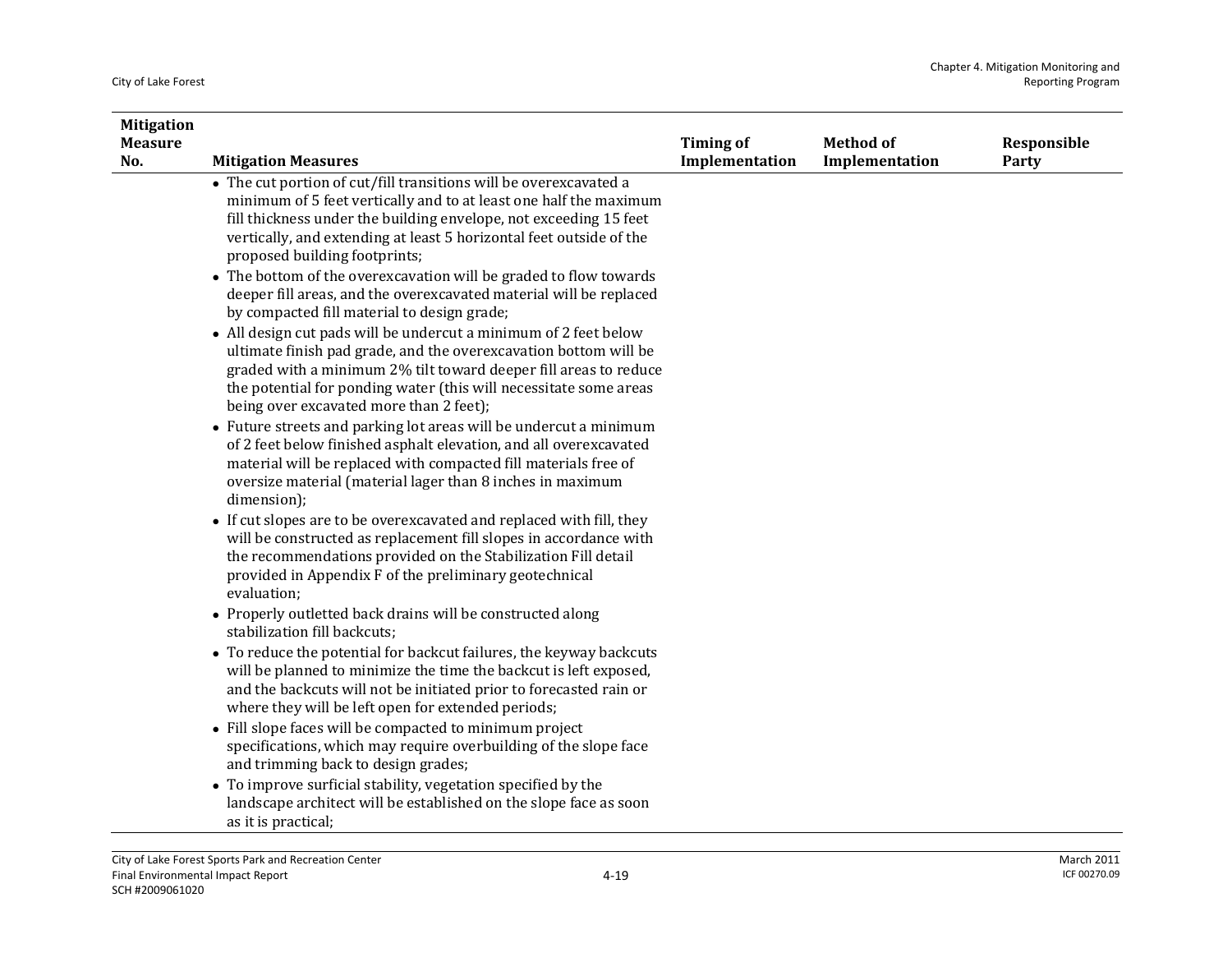| Mitigation Measure No. | Mitigation Measures | Timing of Implementation | Method of Implementation | Responsible Party |
|---|---|---|---|---|
| | • The cut portion of cut/fill transitions will be overexcavated a minimum of 5 feet vertically and to at least one half the maximum fill thickness under the building envelope, not exceeding 15 feet vertically, and extending at least 5 horizontal feet outside of the proposed building footprints;<br>• The bottom of the overexcavation will be graded to flow towards deeper fill areas, and the overexcavated material will be replaced by compacted fill material to design grade;<br>• All design cut pads will be undercut a minimum of 2 feet below ultimate finish pad grade, and the overexcavation bottom will be graded with a minimum 2% tilt toward deeper fill areas to reduce the potential for ponding water (this will necessitate some areas being over excavated more than 2 feet);<br>• Future streets and parking lot areas will be undercut a minimum of 2 feet below finished asphalt elevation, and all overexcavated material will be replaced with compacted fill materials free of oversize material (material lager than 8 inches in maximum dimension);<br>• If cut slopes are to be overexcavated and replaced with fill, they will be constructed as replacement fill slopes in accordance with the recommendations provided on the Stabilization Fill detail provided in Appendix F of the preliminary geotechnical evaluation;<br>• Properly outletted back drains will be constructed along stabilization fill backcuts;<br>• To reduce the potential for backcut failures, the keyway backcuts will be planned to minimize the time the backcut is left exposed, and the backcuts will not be initiated prior to forecasted rain or where they will be left open for extended periods;<br>• Fill slope faces will be compacted to minimum project specifications, which may require overbuilding of the slope face and trimming back to design grades;<br>• To improve surficial stability, vegetation specified by the landscape architect will be established on the slope face as soon as it is practical; | | | |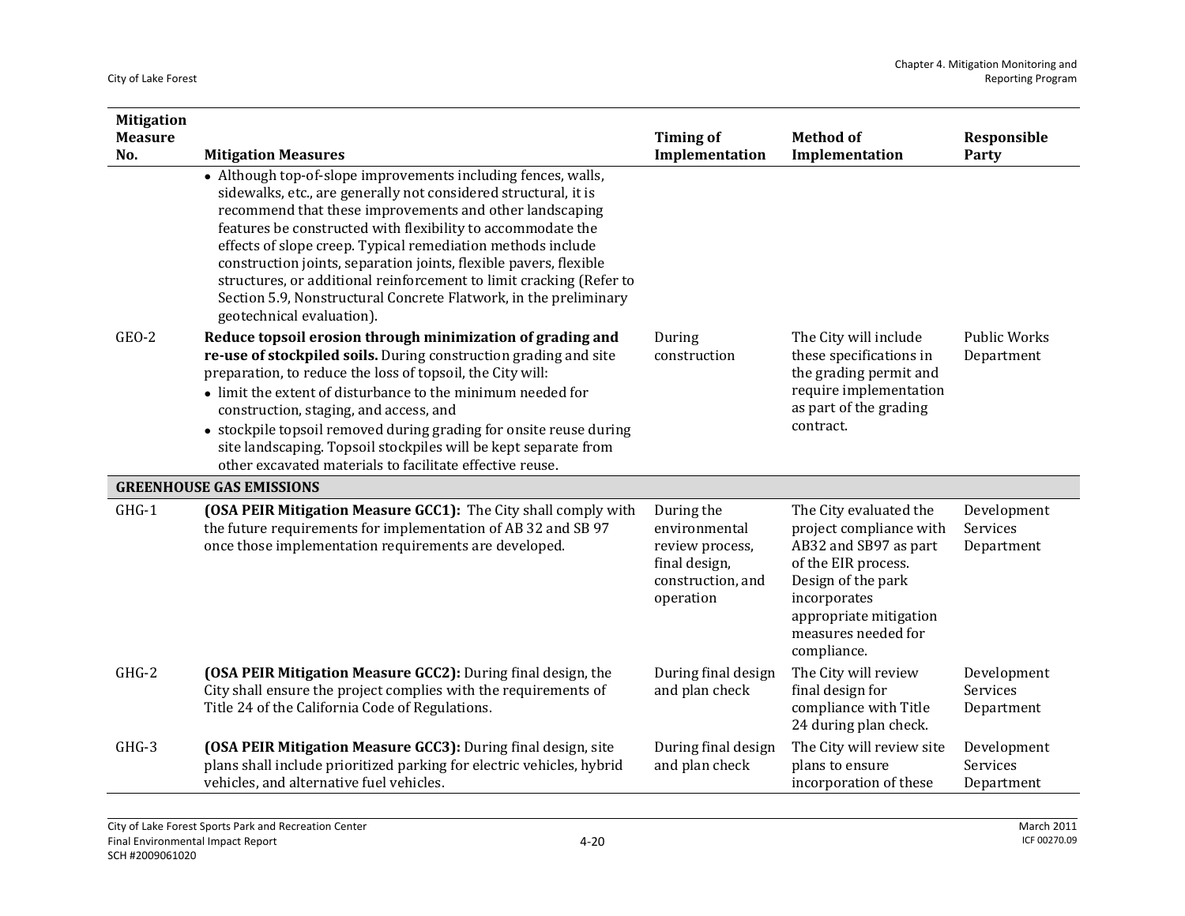| Mitigation Measure No. | Mitigation Measures | Timing of Implementation | Method of Implementation | Responsible Party |
|---|---|---|---|---|
| | • Although top-of-slope improvements including fences, walls, sidewalks, etc., are generally not considered structural, it is recommend that these improvements and other landscaping features be constructed with flexibility to accommodate the effects of slope creep. Typical remediation methods include construction joints, separation joints, flexible pavers, flexible structures, or additional reinforcement to limit cracking (Refer to Section 5.9, Nonstructural Concrete Flatwork, in the preliminary geotechnical evaluation). | | | |
| GEO-2 | **Reduce topsoil erosion through minimization of grading and re-use of stockpiled soils.** During construction grading and site preparation, to reduce the loss of topsoil, the City will:<br>• limit the extent of disturbance to the minimum needed for construction, staging, and access, and<br>• stockpile topsoil removed during grading for onsite reuse during site landscaping. Topsoil stockpiles will be kept separate from other excavated materials to facilitate effective reuse. | During construction | The City will include these specifications in the grading permit and require implementation as part of the grading contract. | Public Works Department |
| **GREENHOUSE GAS EMISSIONS** | | | | |
| GHG-1 | **(OSA PEIR Mitigation Measure GCC1):** The City shall comply with the future requirements for implementation of AB 32 and SB 97 once those implementation requirements are developed. | During the environmental review process, final design, construction, and operation | The City evaluated the project compliance with AB32 and SB97 as part of the EIR process. Design of the park incorporates appropriate mitigation measures needed for compliance. | Development Services Department |
| GHG-2 | **(OSA PEIR Mitigation Measure GCC2):** During final design, the City shall ensure the project complies with the requirements of Title 24 of the California Code of Regulations. | During final design and plan check | The City will review final design for compliance with Title 24 during plan check. | Development Services Department |
| GHG-3 | **(OSA PEIR Mitigation Measure GCC3):** During final design, site plans shall include prioritized parking for electric vehicles, hybrid vehicles, and alternative fuel vehicles. | During final design and plan check | The City will review site plans to ensure incorporation of these | Development Services Department |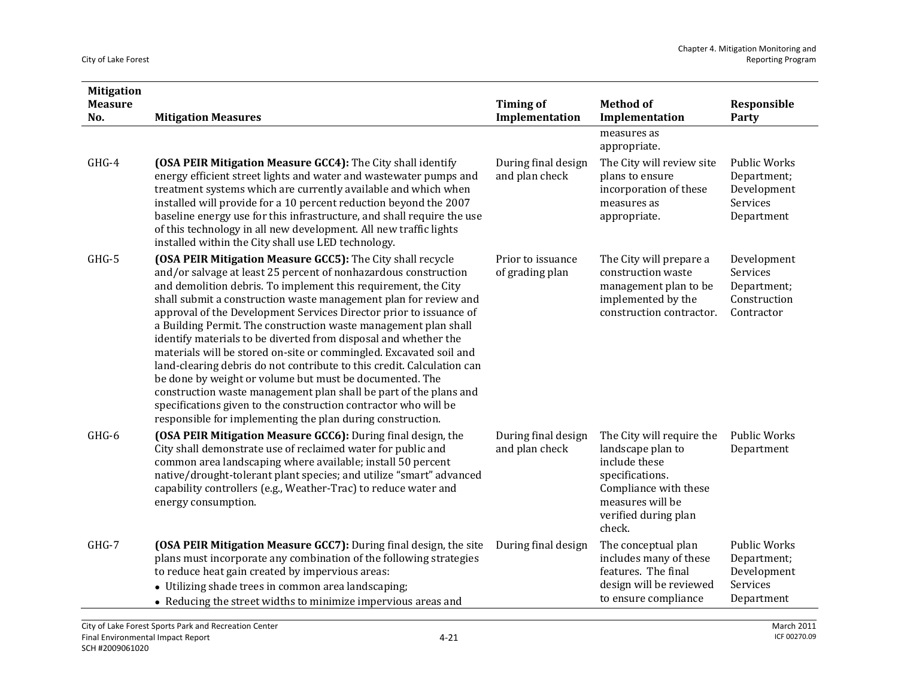| Mitigation Measure No. | Mitigation Measures | Timing of Implementation | Method of Implementation | Responsible Party |
|---|---|---|---|---|
| | | | measures as appropriate. | |
| GHG-4 | **(OSA PEIR Mitigation Measure GCC4):** The City shall identify energy efficient street lights and water and wastewater pumps and treatment systems which are currently available and which when installed will provide for a 10 percent reduction beyond the 2007 baseline energy use for this infrastructure, and shall require the use of this technology in all new development. All new traffic lights installed within the City shall use LED technology. | During final design and plan check | The City will review site plans to ensure incorporation of these measures as appropriate. | Public Works Department; Development Services Department |
| GHG-5 | **(OSA PEIR Mitigation Measure GCC5):** The City shall recycle and/or salvage at least 25 percent of nonhazardous construction and demolition debris. To implement this requirement, the City shall submit a construction waste management plan for review and approval of the Development Services Director prior to issuance of a Building Permit. The construction waste management plan shall identify materials to be diverted from disposal and whether the materials will be stored on-site or commingled. Excavated soil and land-clearing debris do not contribute to this credit. Calculation can be done by weight or volume but must be documented. The construction waste management plan shall be part of the plans and specifications given to the construction contractor who will be responsible for implementing the plan during construction. | Prior to issuance of grading plan | The City will prepare a construction waste management plan to be implemented by the construction contractor. | Development Services Department; Construction Contractor |
| GHG-6 | **(OSA PEIR Mitigation Measure GCC6):** During final design, the City shall demonstrate use of reclaimed water for public and common area landscaping where available; install 50 percent native/drought-tolerant plant species; and utilize "smart" advanced capability controllers (e.g., Weather-Trac) to reduce water and energy consumption. | During final design and plan check | The City will require the landscape plan to include these specifications. Compliance with these measures will be verified during plan check. | Public Works Department |
| GHG-7 | **(OSA PEIR Mitigation Measure GCC7):** During final design, the site plans must incorporate any combination of the following strategies to reduce heat gain created by impervious areas:<br>• Utilizing shade trees in common area landscaping;<br>• Reducing the street widths to minimize impervious areas and | During final design | The conceptual plan includes many of these features. The final design will be reviewed to ensure compliance | Public Works Department; Development Services Department |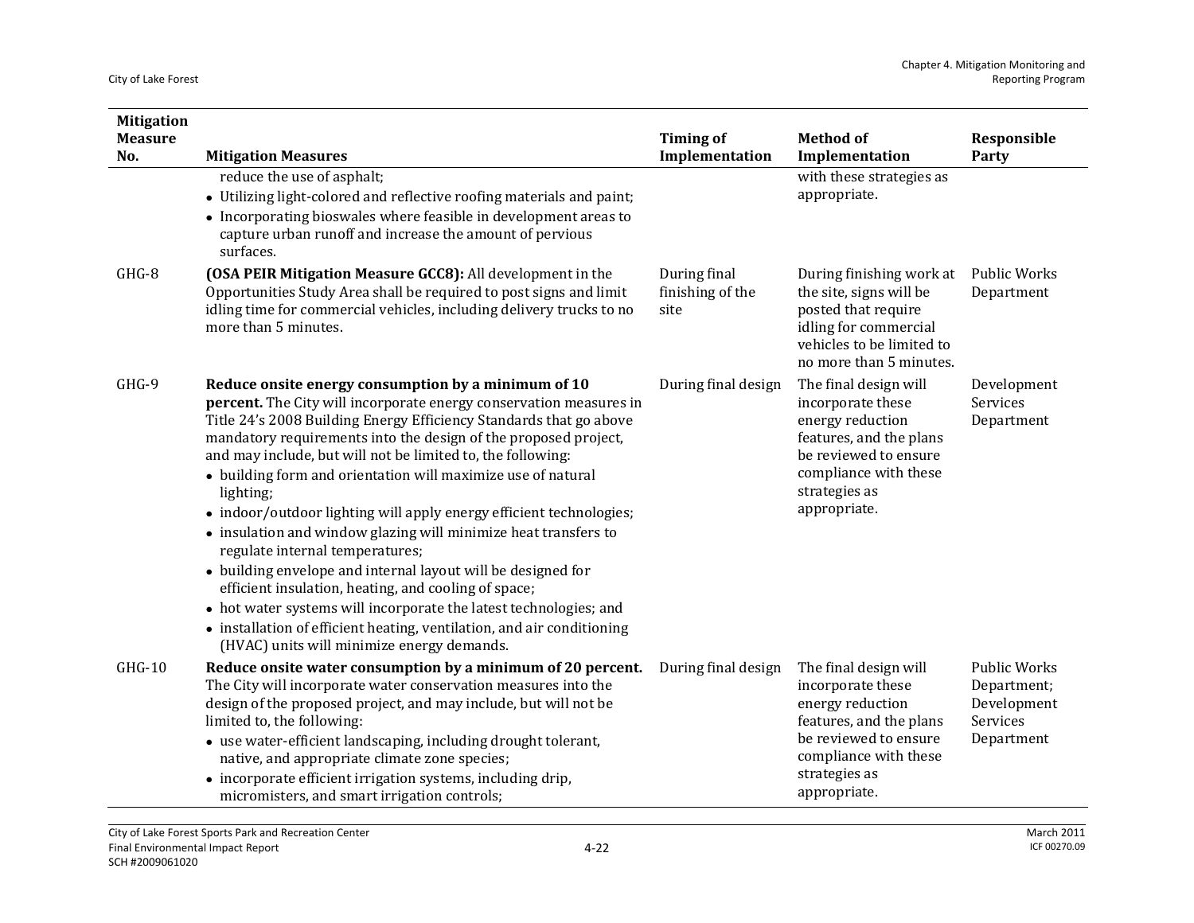| Mitigation Measure No. | Mitigation Measures | Timing of Implementation | Method of Implementation | Responsible Party |
|---|---|---|---|---|
| | reduce the use of asphalt;<br>• Utilizing light-colored and reflective roofing materials and paint;<br>• Incorporating bioswales where feasible in development areas to capture urban runoff and increase the amount of pervious surfaces. | | with these strategies as appropriate. | |
| GHG-8 | **(OSA PEIR Mitigation Measure GCC8):** All development in the Opportunities Study Area shall be required to post signs and limit idling time for commercial vehicles, including delivery trucks to no more than 5 minutes. | During final finishing of the site | During finishing work at the site, signs will be posted that require idling for commercial vehicles to be limited to no more than 5 minutes. | Public Works Department |
| GHG-9 | **Reduce onsite energy consumption by a minimum of 10 percent.** The City will incorporate energy conservation measures in Title 24's 2008 Building Energy Efficiency Standards that go above mandatory requirements into the design of the proposed project, and may include, but will not be limited to, the following:<br>• building form and orientation will maximize use of natural lighting;<br>• indoor/outdoor lighting will apply energy efficient technologies;<br>• insulation and window glazing will minimize heat transfers to regulate internal temperatures;<br>• building envelope and internal layout will be designed for efficient insulation, heating, and cooling of space;<br>• hot water systems will incorporate the latest technologies; and<br>• installation of efficient heating, ventilation, and air conditioning (HVAC) units will minimize energy demands. | During final design | The final design will incorporate these energy reduction features, and the plans be reviewed to ensure compliance with these strategies as appropriate. | Development Services Department |
| GHG-10 | **Reduce onsite water consumption by a minimum of 20 percent.** The City will incorporate water conservation measures into the design of the proposed project, and may include, but will not be limited to, the following:<br>• use water-efficient landscaping, including drought tolerant, native, and appropriate climate zone species;<br>• incorporate efficient irrigation systems, including drip, micromisters, and smart irrigation controls; | During final design | The final design will incorporate these energy reduction features, and the plans be reviewed to ensure compliance with these strategies as appropriate. | Public Works Department; Development Services Department |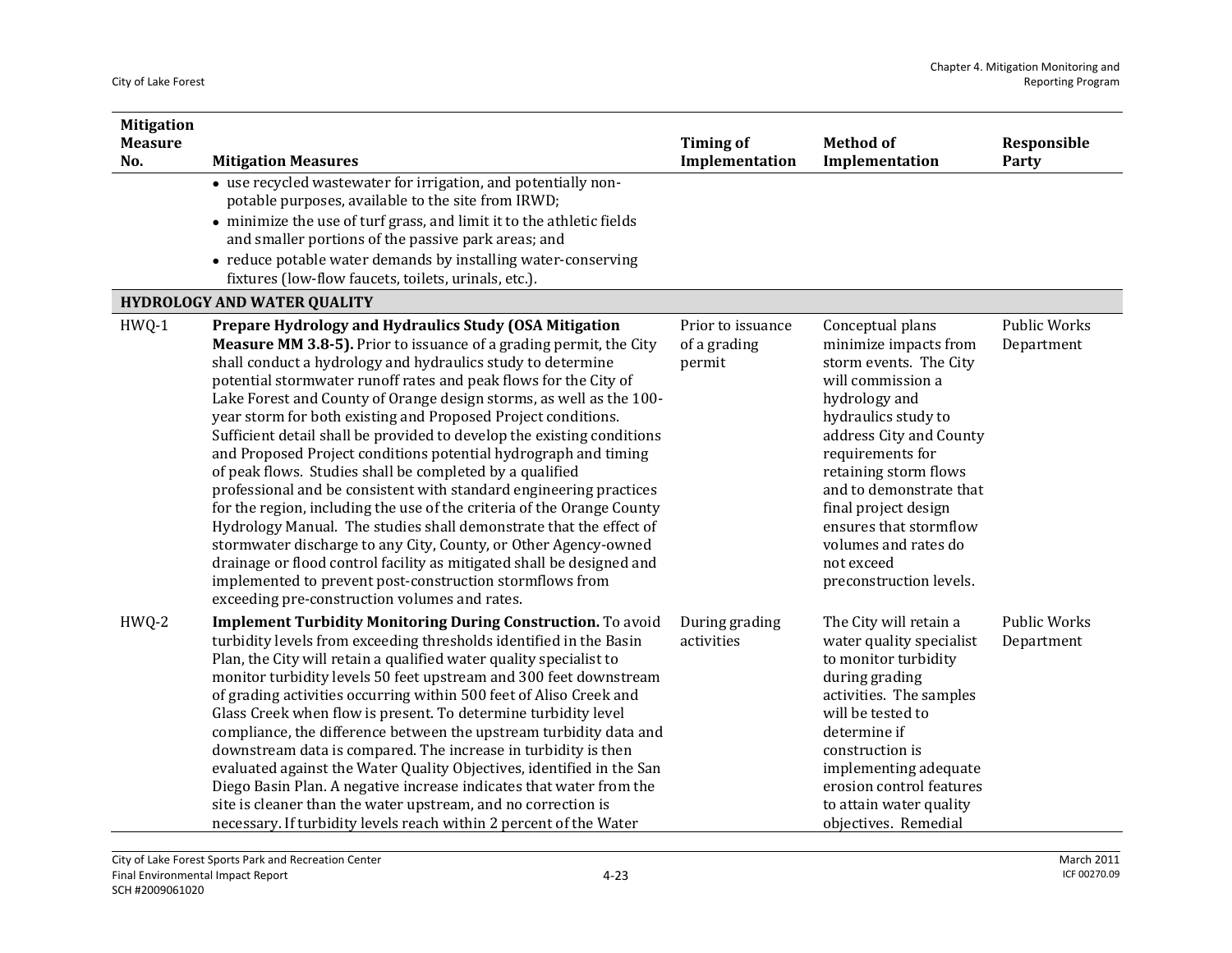| Mitigation Measure No. | Mitigation Measures | Timing of Implementation | Method of Implementation | Responsible Party |
|---|---|---|---|---|
| | • use recycled wastewater for irrigation, and potentially non-potable purposes, available to the site from IRWD;<br>• minimize the use of turf grass, and limit it to the athletic fields and smaller portions of the passive park areas; and<br>• reduce potable water demands by installing water-conserving fixtures (low-flow faucets, toilets, urinals, etc.). | | | |
| **HYDROLOGY AND WATER QUALITY** | | | | |
| HWQ-1 | **Prepare Hydrology and Hydraulics Study (OSA Mitigation Measure MM 3.8-5).** Prior to issuance of a grading permit, the City shall conduct a hydrology and hydraulics study to determine potential stormwater runoff rates and peak flows for the City of Lake Forest and County of Orange design storms, as well as the 100-year storm for both existing and Proposed Project conditions. Sufficient detail shall be provided to develop the existing conditions and Proposed Project conditions potential hydrograph and timing of peak flows. Studies shall be completed by a qualified professional and be consistent with standard engineering practices for the region, including the use of the criteria of the Orange County Hydrology Manual. The studies shall demonstrate that the effect of stormwater discharge to any City, County, or Other Agency-owned drainage or flood control facility as mitigated shall be designed and implemented to prevent post-construction stormflows from exceeding pre-construction volumes and rates. | Prior to issuance of a grading permit | Conceptual plans minimize impacts from storm events. The City will commission a hydrology and hydraulics study to address City and County requirements for retaining storm flows and to demonstrate that final project design ensures that stormflow volumes and rates do not exceed preconstruction levels. | Public Works Department |
| HWQ-2 | **Implement Turbidity Monitoring During Construction.** To avoid turbidity levels from exceeding thresholds identified in the Basin Plan, the City will retain a qualified water quality specialist to monitor turbidity levels 50 feet upstream and 300 feet downstream of grading activities occurring within 500 feet of Aliso Creek and Glass Creek when flow is present. To determine turbidity level compliance, the difference between the upstream turbidity data and downstream data is compared. The increase in turbidity is then evaluated against the Water Quality Objectives, identified in the San Diego Basin Plan. A negative increase indicates that water from the site is cleaner than the water upstream, and no correction is necessary. If turbidity levels reach within 2 percent of the Water | During grading activities | The City will retain a water quality specialist to monitor turbidity during grading activities. The samples will be tested to determine if construction is implementing adequate erosion control features to attain water quality objectives. Remedial | Public Works Department |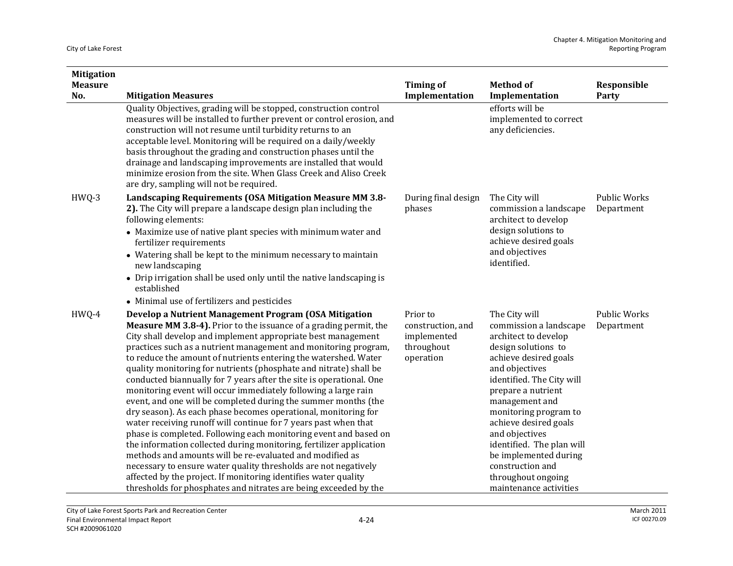| Mitigation Measure No. | Mitigation Measures | Timing of Implementation | Method of Implementation | Responsible Party |
|---|---|---|---|---|
| | Quality Objectives, grading will be stopped, construction control measures will be installed to further prevent or control erosion, and construction will not resume until turbidity returns to an acceptable level. Monitoring will be required on a daily/weekly basis throughout the grading and construction phases until the drainage and landscaping improvements are installed that would minimize erosion from the site. When Glass Creek and Aliso Creek are dry, sampling will not be required. | | efforts will be implemented to correct any deficiencies. | |
| HWQ-3 | **Landscaping Requirements (OSA Mitigation Measure MM 3.8-2).** The City will prepare a landscape design plan including the following elements:<br>• Maximize use of native plant species with minimum water and fertilizer requirements<br>• Watering shall be kept to the minimum necessary to maintain new landscaping<br>• Drip irrigation shall be used only until the native landscaping is established<br>• Minimal use of fertilizers and pesticides | During final design phases | The City will commission a landscape architect to develop design solutions to achieve desired goals and objectives identified. | Public Works Department |
| HWQ-4 | **Develop a Nutrient Management Program (OSA Mitigation Measure MM 3.8-4).** Prior to the issuance of a grading permit, the City shall develop and implement appropriate best management practices such as a nutrient management and monitoring program, to reduce the amount of nutrients entering the watershed. Water quality monitoring for nutrients (phosphate and nitrate) shall be conducted biannually for 7 years after the site is operational. One monitoring event will occur immediately following a large rain event, and one will be completed during the summer months (the dry season). As each phase becomes operational, monitoring for water receiving runoff will continue for 7 years past when that phase is completed. Following each monitoring event and based on the information collected during monitoring, fertilizer application methods and amounts will be re-evaluated and modified as necessary to ensure water quality thresholds are not negatively affected by the project. If monitoring identifies water quality thresholds for phosphates and nitrates are being exceeded by the | Prior to construction, and implemented throughout operation | The City will commission a landscape architect to develop design solutions to achieve desired goals and objectives identified. The City will prepare a nutrient management and monitoring program to achieve desired goals and objectives identified. The plan will be implemented during construction and throughout ongoing maintenance activities | Public Works Department |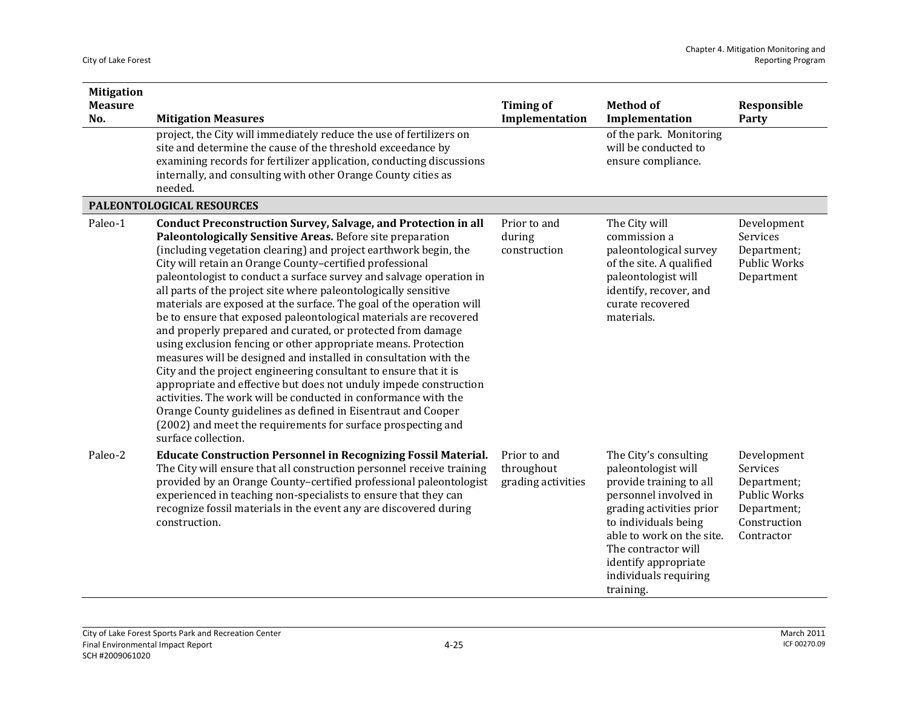| Mitigation Measure No. | Mitigation Measures | Timing of Implementation | Method of Implementation | Responsible Party |
|---|---|---|---|---|
| | project, the City will immediately reduce the use of fertilizers on site and determine the cause of the threshold exceedance by examining records for fertilizer application, conducting discussions internally, and consulting with other Orange County cities as needed. | | of the park. Monitoring will be conducted to ensure compliance. | |
| **PALEONTOLOGICAL RESOURCES** | | | | |
| Paleo-1 | **Conduct Preconstruction Survey, Salvage, and Protection in all Paleontologically Sensitive Areas.** Before site preparation (including vegetation clearing) and project earthwork begin, the City will retain an Orange County–certified professional paleontologist to conduct a surface survey and salvage operation in all parts of the project site where paleontologically sensitive materials are exposed at the surface. The goal of the operation will be to ensure that exposed paleontological materials are recovered and properly prepared and curated, or protected from damage using exclusion fencing or other appropriate means. Protection measures will be designed and installed in consultation with the City and the project engineering consultant to ensure that it is appropriate and effective but does not unduly impede construction activities. The work will be conducted in conformance with the Orange County guidelines as defined in Eisentraut and Cooper (2002) and meet the requirements for surface prospecting and surface collection. | Prior to and during construction | The City will commission a paleontological survey of the site. A qualified paleontologist will identify, recover, and curate recovered materials. | Development Services Department; Public Works Department |
| Paleo-2 | **Educate Construction Personnel in Recognizing Fossil Material.** The City will ensure that all construction personnel receive training provided by an Orange County–certified professional paleontologist experienced in teaching non-specialists to ensure that they can recognize fossil materials in the event any are discovered during construction. | Prior to and throughout grading activities | The City's consulting paleontologist will provide training to all personnel involved in grading activities prior to individuals being able to work on the site. The contractor will identify appropriate individuals requiring training. | Development Services Department; Public Works Department; Construction Contractor |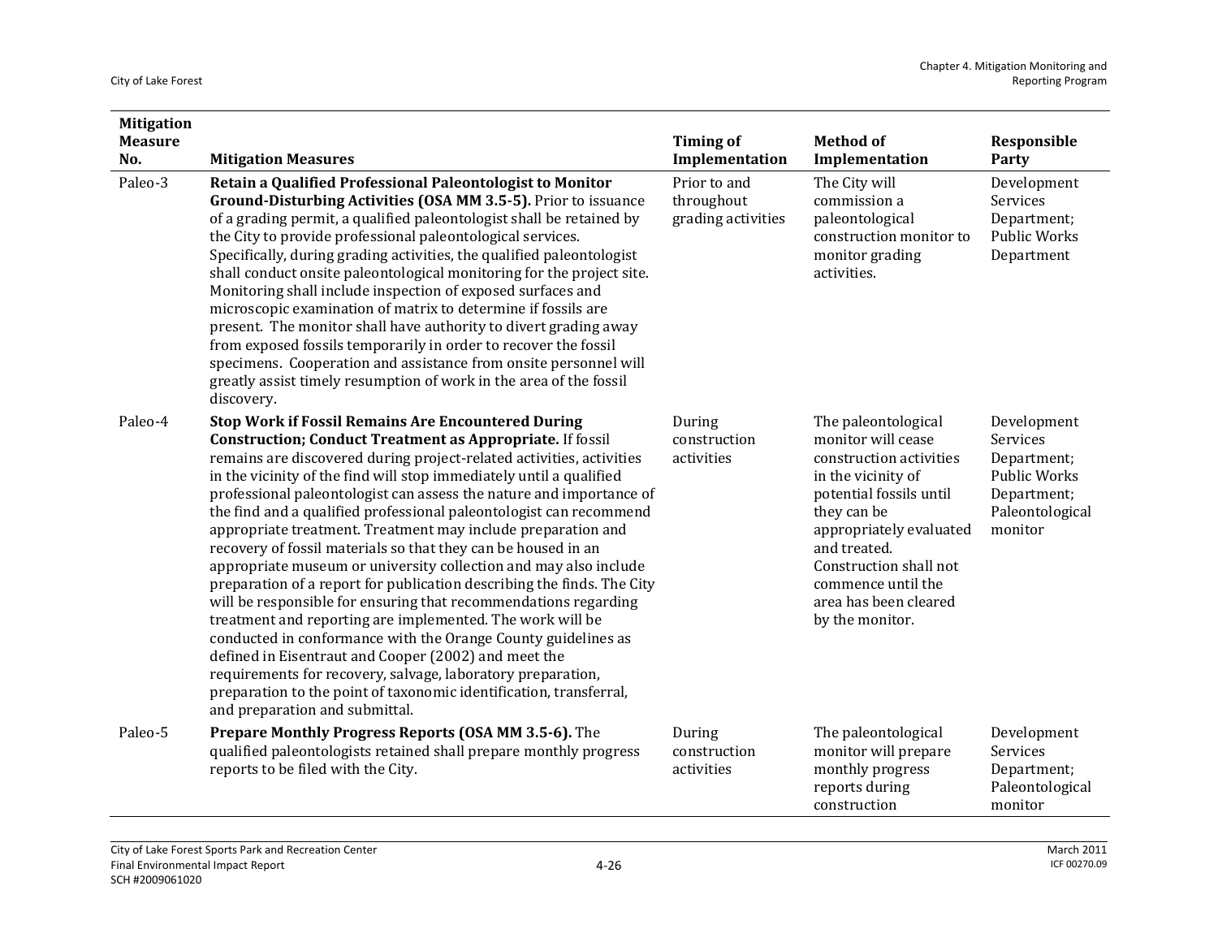| Mitigation Measure No. | Mitigation Measures | Timing of Implementation | Method of Implementation | Responsible Party |
|---|---|---|---|---|
| Paleo-3 | **Retain a Qualified Professional Paleontologist to Monitor Ground-Disturbing Activities (OSA MM 3.5-5).** Prior to issuance of a grading permit, a qualified paleontologist shall be retained by the City to provide professional paleontological services. Specifically, during grading activities, the qualified paleontologist shall conduct onsite paleontological monitoring for the project site. Monitoring shall include inspection of exposed surfaces and microscopic examination of matrix to determine if fossils are present. The monitor shall have authority to divert grading away from exposed fossils temporarily in order to recover the fossil specimens. Cooperation and assistance from onsite personnel will greatly assist timely resumption of work in the area of the fossil discovery. | Prior to and throughout grading activities | The City will commission a paleontological construction monitor to monitor grading activities. | Development Services Department; Public Works Department |
| Paleo-4 | **Stop Work if Fossil Remains Are Encountered During Construction; Conduct Treatment as Appropriate.** If fossil remains are discovered during project-related activities, activities in the vicinity of the find will stop immediately until a qualified professional paleontologist can assess the nature and importance of the find and a qualified professional paleontologist can recommend appropriate treatment. Treatment may include preparation and recovery of fossil materials so that they can be housed in an appropriate museum or university collection and may also include preparation of a report for publication describing the finds. The City will be responsible for ensuring that recommendations regarding treatment and reporting are implemented. The work will be conducted in conformance with the Orange County guidelines as defined in Eisentraut and Cooper (2002) and meet the requirements for recovery, salvage, laboratory preparation, preparation to the point of taxonomic identification, transferral, and preparation and submittal. | During construction activities | The paleontological monitor will cease construction activities in the vicinity of potential fossils until they can be appropriately evaluated and treated. Construction shall not commence until the area has been cleared by the monitor. | Development Services Department; Public Works Department; Paleontological monitor |
| Paleo-5 | **Prepare Monthly Progress Reports (OSA MM 3.5-6).** The qualified paleontologists retained shall prepare monthly progress reports to be filed with the City. | During construction activities | The paleontological monitor will prepare monthly progress reports during construction | Development Services Department; Paleontological monitor |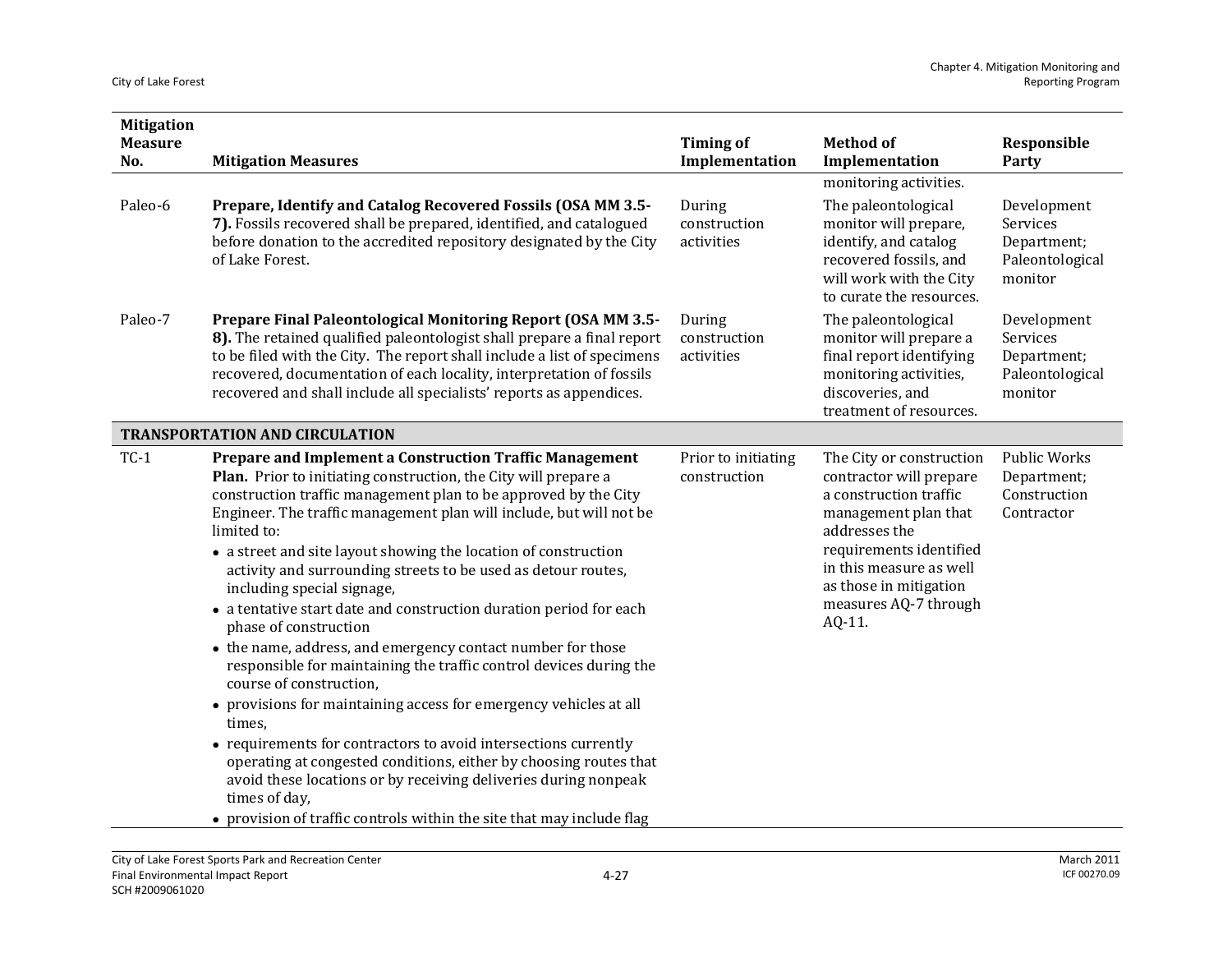| Mitigation Measure No. | Mitigation Measures | Timing of Implementation | Method of Implementation | Responsible Party |
|---|---|---|---|---|
| | | | monitoring activities. | |
| Paleo-6 | **Prepare, Identify and Catalog Recovered Fossils (OSA MM 3.5-7).** Fossils recovered shall be prepared, identified, and catalogued before donation to the accredited repository designated by the City of Lake Forest. | During construction activities | The paleontological monitor will prepare, identify, and catalog recovered fossils, and will work with the City to curate the resources. | Development Services Department; Paleontological monitor |
| Paleo-7 | **Prepare Final Paleontological Monitoring Report (OSA MM 3.5-8).** The retained qualified paleontologist shall prepare a final report to be filed with the City. The report shall include a list of specimens recovered, documentation of each locality, interpretation of fossils recovered and shall include all specialists' reports as appendices. | During construction activities | The paleontological monitor will prepare a final report identifying monitoring activities, discoveries, and treatment of resources. | Development Services Department; Paleontological monitor |
| **TRANSPORTATION AND CIRCULATION** | | | | |
| TC-1 | **Prepare and Implement a Construction Traffic Management Plan.** Prior to initiating construction, the City will prepare a construction traffic management plan to be approved by the City Engineer. The traffic management plan will include, but will not be limited to:<br>• a street and site layout showing the location of construction activity and surrounding streets to be used as detour routes, including special signage,<br>• a tentative start date and construction duration period for each phase of construction<br>• the name, address, and emergency contact number for those responsible for maintaining the traffic control devices during the course of construction,<br>• provisions for maintaining access for emergency vehicles at all times,<br>• requirements for contractors to avoid intersections currently operating at congested conditions, either by choosing routes that avoid these locations or by receiving deliveries during nonpeak times of day,<br>• provision of traffic controls within the site that may include flag | Prior to initiating construction | The City or construction contractor will prepare a construction traffic management plan that addresses the requirements identified in this measure as well as those in mitigation measures AQ-7 through AQ-11. | Public Works Department; Construction Contractor |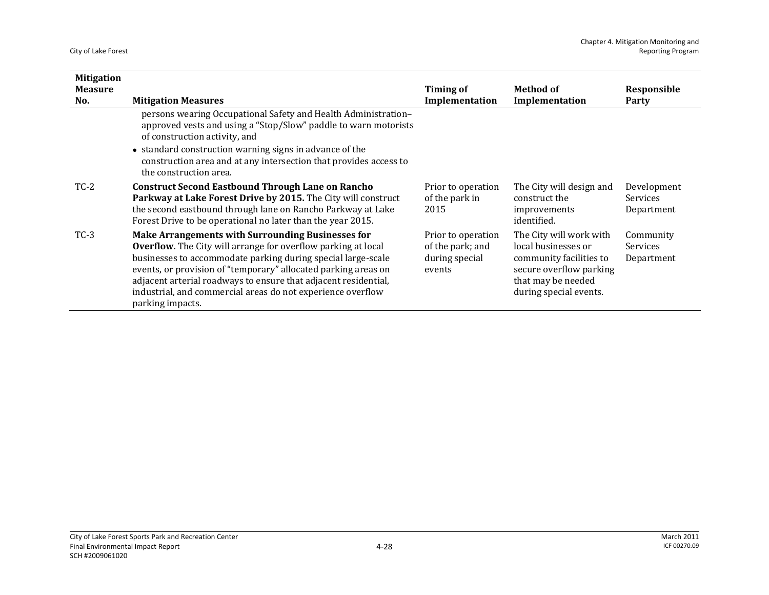| Mitigation Measure No. | Mitigation Measures | Timing of Implementation | Method of Implementation | Responsible Party |
|---|---|---|---|---|
| | persons wearing Occupational Safety and Health Administration–approved vests and using a "Stop/Slow" paddle to warn motorists of construction activity, and<br>• standard construction warning signs in advance of the construction area and at any intersection that provides access to the construction area. | | | |
| TC-2 | **Construct Second Eastbound Through Lane on Rancho Parkway at Lake Forest Drive by 2015.** The City will construct the second eastbound through lane on Rancho Parkway at Lake Forest Drive to be operational no later than the year 2015. | Prior to operation of the park in 2015 | The City will design and construct the improvements identified. | Development Services Department |
| TC-3 | **Make Arrangements with Surrounding Businesses for Overflow.** The City will arrange for overflow parking at local businesses to accommodate parking during special large-scale events, or provision of "temporary" allocated parking areas on adjacent arterial roadways to ensure that adjacent residential, industrial, and commercial areas do not experience overflow parking impacts. | Prior to operation of the park; and during special events | The City will work with local businesses or community facilities to secure overflow parking that may be needed during special events. | Community Services Department |